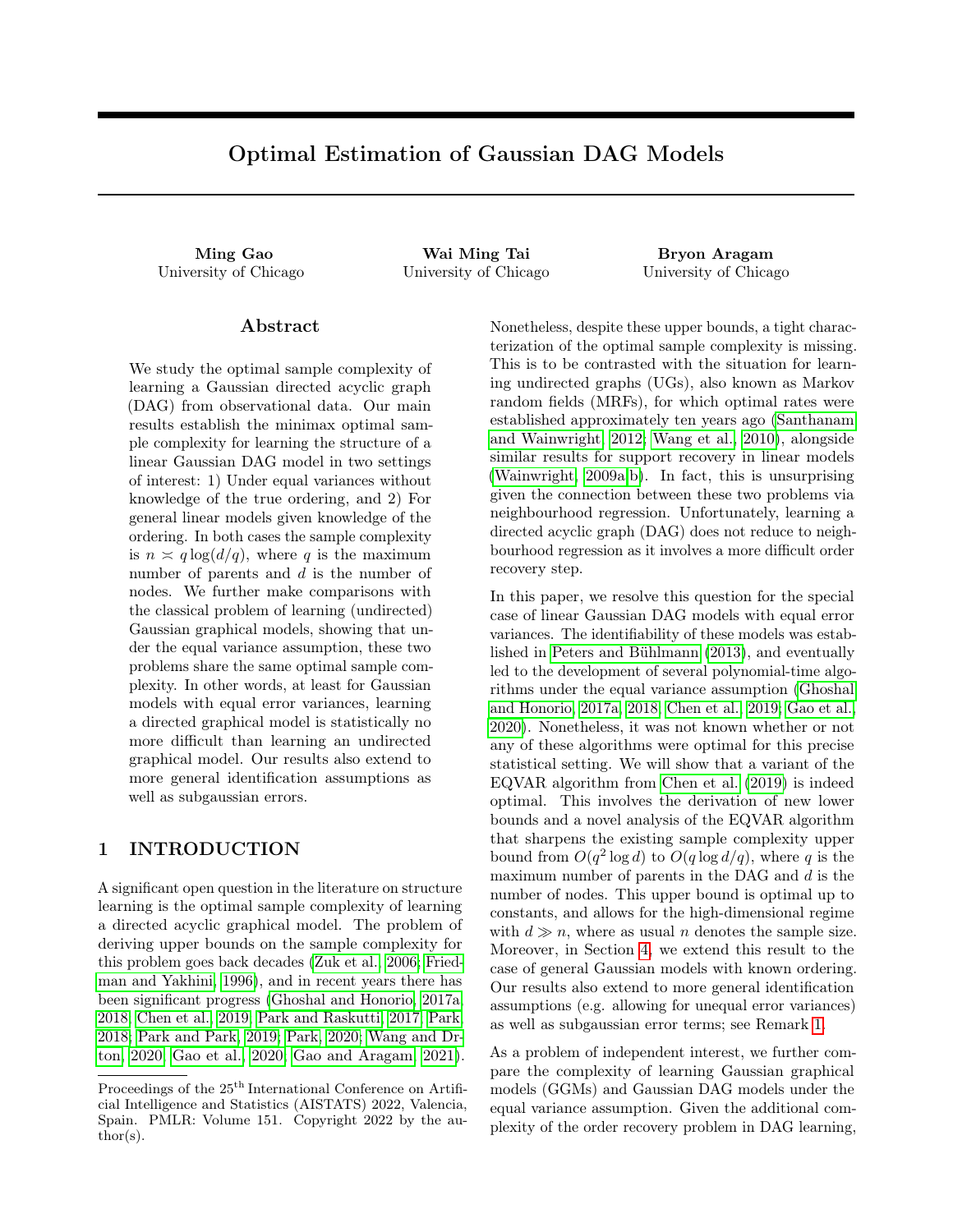# Optimal Estimation of Gaussian DAG Models

**Ming Gao**
University of Chicago

**Wai Ming Tai**
University of Chicago

**Bryon Aragam**
University of Chicago

## Abstract

We study the optimal sample complexity of learning a Gaussian directed acyclic graph (DAG) from observational data. Our main results establish the minimax optimal sample complexity for learning the structure of a linear Gaussian DAG model in two settings of interest: 1) Under equal variances without knowledge of the true ordering, and 2) For general linear models given knowledge of the ordering. In both cases the sample complexity is $n \asymp q \log(d/q)$, where $q$ is the maximum number of parents and $d$ is the number of nodes. We further make comparisons with the classical problem of learning (undirected) Gaussian graphical models, showing that under the equal variance assumption, these two problems share the same optimal sample complexity. In other words, at least for Gaussian models with equal error variances, learning a directed graphical model is statistically no more difficult than learning an undirected graphical model. Our results also extend to more general identification assumptions as well as subgaussian errors.

## 1 INTRODUCTION

A significant open question in the literature on structure learning is the optimal sample complexity of learning a directed acyclic graphical model. The problem of deriving upper bounds on the sample complexity for this problem goes back decades (Zuk et al., 2006; Friedman and Yakhini, 1996), and in recent years there has been significant progress (Ghoshal and Honorio, 2017a, 2018; Chen et al., 2019; Park and Raskutti, 2017; Park, 2018; Park and Park, 2019; Park, 2020; Wang and Drton, 2020; Gao et al., 2020; Gao and Aragam, 2021).

Nonetheless, despite these upper bounds, a tight characterization of the optimal sample complexity is missing. This is to be contrasted with the situation for learning undirected graphs (UGs), also known as Markov random fields (MRFs), for which optimal rates were established approximately ten years ago (Santhanam and Wainwright, 2012; Wang et al., 2010), alongside similar results for support recovery in linear models (Wainwright, 2009a,b). In fact, this is unsurprising given the connection between these two problems via neighbourhood regression. Unfortunately, learning a directed acyclic graph (DAG) does not reduce to neighbourhood regression as it involves a more difficult order recovery step.

In this paper, we resolve this question for the special case of linear Gaussian DAG models with equal error variances. The identifiability of these models was established in Peters and Bühlmann (2013), and eventually led to the development of several polynomial-time algorithms under the equal variance assumption (Ghoshal and Honorio, 2017a, 2018; Chen et al., 2019; Gao et al., 2020). Nonetheless, it was not known whether or not any of these algorithms were optimal for this precise statistical setting. We will show that a variant of the EQVAR algorithm from Chen et al. (2019) is indeed optimal. This involves the derivation of new lower bounds and a novel analysis of the EQVAR algorithm that sharpens the existing sample complexity upper bound from $O(q^2 \log d)$ to $O(q \log d/q)$, where $q$ is the maximum number of parents in the DAG and $d$ is the number of nodes. This upper bound is optimal up to constants, and allows for the high-dimensional regime with $d \gg n$, where as usual $n$ denotes the sample size. Moreover, in Section 4, we extend this result to the case of general Gaussian models with known ordering. Our results also extend to more general identification assumptions (e.g. allowing for unequal error variances) as well as subgaussian error terms; see Remark 1.

As a problem of independent interest, we further compare the complexity of learning Gaussian graphical models (GGMs) and Gaussian DAG models under the equal variance assumption. Given the additional complexity of the order recovery problem in DAG learning,

---

Proceedings of the 25[th] International Conference on Artificial Intelligence and Statistics (AISTATS) 2022, Valencia, Spain. PMLR: Volume 151. Copyright 2022 by the author(s).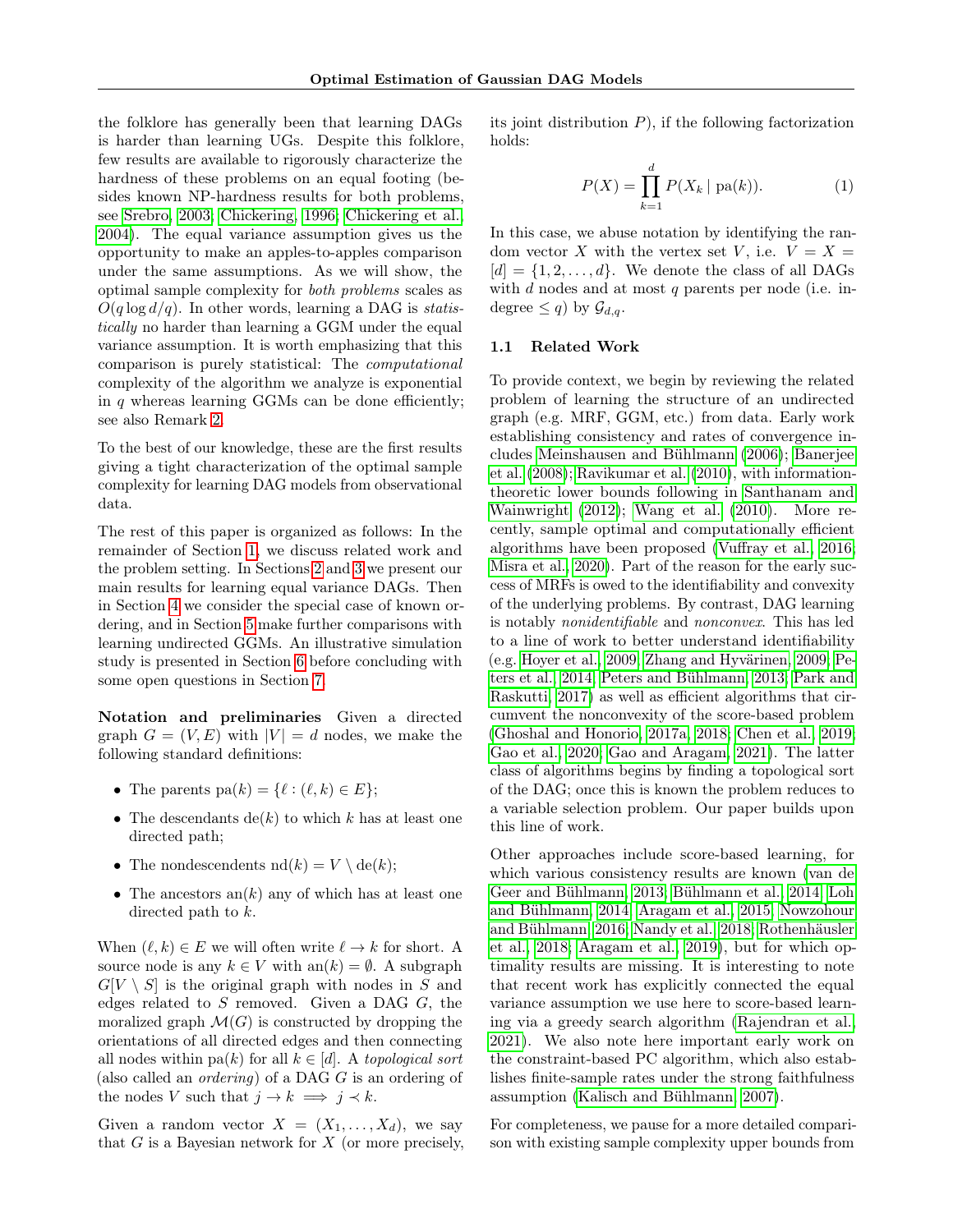the folklore has generally been that learning DAGs is harder than learning UGs. Despite this folklore, few results are available to rigorously characterize the hardness of these problems on an equal footing (besides known NP-hardness results for both problems, see Srebro, 2003; Chickering, 1996; Chickering et al. 2004). The equal variance assumption gives us the opportunity to make an apples-to-apples comparison under the same assumptions. As we will show, the optimal sample complexity for *both problems* scales as $O(q \log d/q)$. In other words, learning a DAG is *statistically* no harder than learning a GGM under the equal variance assumption. It is worth emphasizing that this comparison is purely statistical: The *computational* complexity of the algorithm we analyze is exponential in $q$ whereas learning GGMs can be done efficiently; see also Remark 2.

To the best of our knowledge, these are the first results giving a tight characterization of the optimal sample complexity for learning DAG models from observational data.

The rest of this paper is organized as follows: In the remainder of Section 1, we discuss related work and the problem setting. In Sections 2 and 3 we present our main results for learning equal variance DAGs. Then in Section 4 we consider the special case of known ordering, and in Section 5 make further comparisons with learning undirected GGMs. An illustrative simulation study is presented in Section 6 before concluding with some open questions in Section 7.

**Notation and preliminaries** Given a directed graph $G = (V, E)$ with $|V| = d$ nodes, we make the following standard definitions:

- The parents $\text{pa}(k) = \{\ell : (\ell, k) \in E\}$;
- The descendants $\text{de}(k)$ to which $k$ has at least one directed path;
- The nondescendents $\text{nd}(k) = V \setminus \text{de}(k)$;
- The ancestors $\text{an}(k)$ any of which has at least one directed path to $k$.

When $(\ell, k) \in E$ we will often write $\ell \to k$ for short. A source node is any $k \in V$ with $\text{an}(k) = \emptyset$. A subgraph $G[V \setminus S]$ is the original graph with nodes in $S$ and edges related to $S$ removed. Given a DAG $G$, the moralized graph $\mathcal{M}(G)$ is constructed by dropping the orientations of all directed edges and then connecting all nodes within $\text{pa}(k)$ for all $k \in [d]$. A *topological sort* (also called an *ordering*) of a DAG $G$ is an ordering of the nodes $V$ such that $j \to k \implies j \prec k$.

Given a random vector $X = (X_1, \ldots, X_d)$, we say that $G$ is a Bayesian network for $X$ (or more precisely, its joint distribution $P$), if the following factorization holds:

$$P(X) = \prod_{k=1}^{d} P(X_k \mid \text{pa}(k)). \tag{1}$$

In this case, we abuse notation by identifying the random vector $X$ with the vertex set $V$, i.e. $V = X = [d] = \{1, 2, \ldots, d\}$. We denote the class of all DAGs with $d$ nodes and at most $q$ parents per node (i.e. indegree $\le q$) by $\mathcal{G}_{d,q}$.

### 1.1 Related Work

To provide context, we begin by reviewing the related problem of learning the structure of an undirected graph (e.g. MRF, GGM, etc.) from data. Early work establishing consistency and rates of convergence includes Meinshausen and Bühlmann (2006); Banerjee et al. (2008); Ravikumar et al. (2010), with information-theoretic lower bounds following in Santhanam and Wainwright (2012); Wang et al. (2010). More recently, sample optimal and computationally efficient algorithms have been proposed (Vuffray et al., 2016; Misra et al., 2020). Part of the reason for the early success of MRFs is owed to the identifiability and convexity of the underlying problems. By contrast, DAG learning is notably *nonidentifiable* and *nonconvex*. This has led to a line of work to better understand identifiability (e.g. Hoyer et al., 2009; Zhang and Hyvärinen, 2009; Peters et al., 2014; Peters and Bühlmann, 2013; Park and Raskutti, 2017) as well as efficient algorithms that circumvent the nonconvexity of the score-based problem (Ghoshal and Honorio, 2017a, 2018; Chen et al., 2019; Gao et al., 2020; Gao and Aragam, 2021). The latter class of algorithms begins by finding a topological sort of the DAG; once this is known the problem reduces to a variable selection problem. Our paper builds upon this line of work.

Other approaches include score-based learning, for which various consistency results are known (van de Geer and Bühlmann, 2013; Bühlmann et al., 2014; Loh and Bühlmann, 2014; Aragam et al., 2015; Nowzohour and Bühlmann, 2016; Nandy et al., 2018; Rothenhäusler et al., 2018; Aragam et al., 2019), but for which optimality results are missing. It is interesting to note that recent work has explicitly connected the equal variance assumption we use here to score-based learning via a greedy search algorithm (Rajendran et al., 2021). We also note here important early work on the constraint-based PC algorithm, which also establishes finite-sample rates under the strong faithfulness assumption (Kalisch and Bühlmann, 2007).

For completeness, we pause for a more detailed comparison with existing sample complexity upper bounds from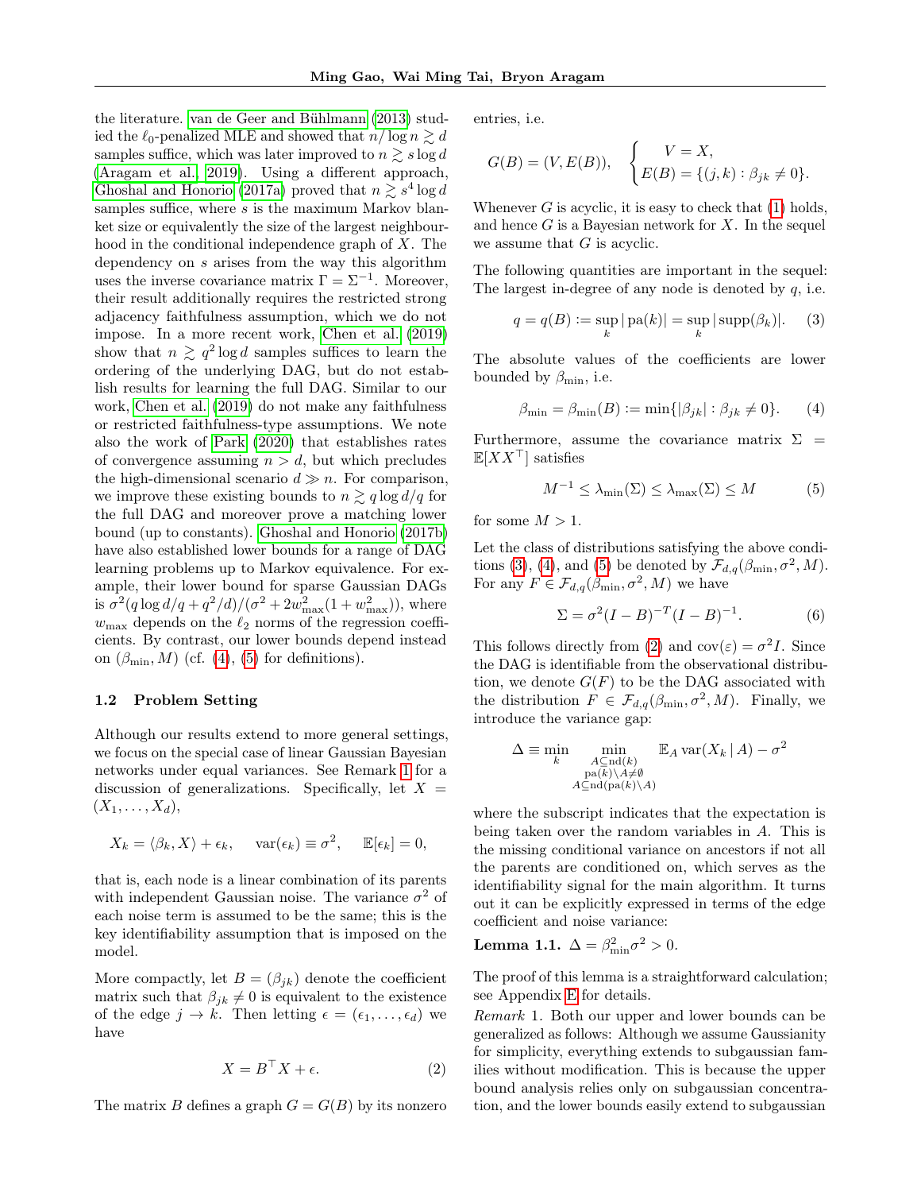the literature. van de Geer and Bühlmann (2013) studied the $\ell_0$-penalized MLE and showed that $n/\log n \gtrsim d$ samples suffice, which was later improved to $n \gtrsim s \log d$ (Aragam et al., 2019). Using a different approach, Ghoshal and Honorio (2017a) proved that $n \gtrsim s^4 \log d$ samples suffice, where $s$ is the maximum Markov blanket size or equivalently the size of the largest neighbourhood in the conditional independence graph of $X$. The dependency on $s$ arises from the way this algorithm uses the inverse covariance matrix $\Gamma = \Sigma^{-1}$. Moreover, their result additionally requires the restricted strong adjacency faithfulness assumption, which we do not impose. In a more recent work, Chen et al. (2019) show that $n \gtrsim q^2 \log d$ samples suffices to learn the ordering of the underlying DAG, but do not establish results for learning the full DAG. Similar to our work, Chen et al. (2019) do not make any faithfulness or restricted faithfulness-type assumptions. We note also the work of Park (2020) that establishes rates of convergence assuming $n > d$, but which precludes the high-dimensional scenario $d \gg n$. For comparison, we improve these existing bounds to $n \gtrsim q \log d/q$ for the full DAG and moreover prove a matching lower bound (up to constants). Ghoshal and Honorio (2017b) have also established lower bounds for a range of DAG learning problems up to Markov equivalence. For example, their lower bound for sparse Gaussian DAGs is $\sigma^2(q \log d/q + q^2/d)/(\sigma^2 + 2w_{\max}^2(1 + w_{\max}^2))$, where $w_{\max}$ depends on the $\ell_2$ norms of the regression coefficients. By contrast, our lower bounds depend instead on $(\beta_{\min}, M)$ (cf. (4), (5) for definitions).

### 1.2 Problem Setting

Although our results extend to more general settings, we focus on the special case of linear Gaussian Bayesian networks under equal variances. See Remark 1 for a discussion of generalizations. Specifically, let $X = (X_1, \ldots, X_d)$,

$$X_k = \langle \beta_k, X \rangle + \epsilon_k, \quad \operatorname{var}(\epsilon_k) \equiv \sigma^2, \quad \mathbb{E}[\epsilon_k] = 0,$$

that is, each node is a linear combination of its parents with independent Gaussian noise. The variance $\sigma^2$ of each noise term is assumed to be the same; this is the key identifiability assumption that is imposed on the model.

More compactly, let $B = (\beta_{jk})$ denote the coefficient matrix such that $\beta_{jk} \neq 0$ is equivalent to the existence of the edge $j \to k$. Then letting $\epsilon = (\epsilon_1, \ldots, \epsilon_d)$ we have

$$X = B^\top X + \epsilon. \tag{2}$$

The matrix $B$ defines a graph $G = G(B)$ by its nonzero entries, i.e.

$$G(B) = (V, E(B)), \quad \begin{cases} V = X, \\ E(B) = \{(j,k) : \beta_{jk} \neq 0\}. \end{cases}$$

Whenever $G$ is acyclic, it is easy to check that (1) holds, and hence $G$ is a Bayesian network for $X$. In the sequel we assume that $G$ is acyclic.

The following quantities are important in the sequel: The largest in-degree of any node is denoted by $q$, i.e.

$$q = q(B) := \sup_k |\operatorname{pa}(k)| = \sup_k |\operatorname{supp}(\beta_k)|. \tag{3}$$

The absolute values of the coefficients are lower bounded by $\beta_{\min}$, i.e.

$$\beta_{\min} = \beta_{\min}(B) := \min\{|\beta_{jk}| : \beta_{jk} \neq 0\}. \tag{4}$$

Furthermore, assume the covariance matrix $\Sigma = \mathbb{E}[XX^\top]$ satisfies

$$M^{-1} \leq \lambda_{\min}(\Sigma) \leq \lambda_{\max}(\Sigma) \leq M \tag{5}$$

for some $M > 1$.

Let the class of distributions satisfying the above conditions (3), (4), and (5) be denoted by $\mathcal{F}_{d,q}(\beta_{\min}, \sigma^2, M)$. For any $F \in \mathcal{F}_{d,q}(\beta_{\min}, \sigma^2, M)$ we have

$$\Sigma = \sigma^2 (I - B)^{-T} (I - B)^{-1}. \tag{6}$$

This follows directly from (2) and $\operatorname{cov}(\varepsilon) = \sigma^2 I$. Since the DAG is identifiable from the observational distribution, we denote $G(F)$ to be the DAG associated with the distribution $F \in \mathcal{F}_{d,q}(\beta_{\min}, \sigma^2, M)$. Finally, we introduce the variance gap:

$$\Delta \equiv \min_k \min_{\substack{A \subseteq \operatorname{nd}(k) \\ \operatorname{pa}(k) \setminus A \neq \emptyset \\ A \subseteq \operatorname{nd}(\operatorname{pa}(k) \setminus A)}} \mathbb{E}_A \operatorname{var}(X_k \,|\, A) - \sigma^2$$

where the subscript indicates that the expectation is being taken over the random variables in $A$. This is the missing conditional variance on ancestors if not all the parents are conditioned on, which serves as the identifiability signal for the main algorithm. It turns out it can be explicitly expressed in terms of the edge coefficient and noise variance:

**Lemma 1.1.** $\Delta = \beta_{\min}^2 \sigma^2 > 0$.

The proof of this lemma is a straightforward calculation; see Appendix E for details.

*Remark* 1. Both our upper and lower bounds can be generalized as follows: Although we assume Gaussianity for simplicity, everything extends to subgaussian families without modification. This is because the upper bound analysis relies only on subgaussian concentration, and the lower bounds easily extend to subgaussian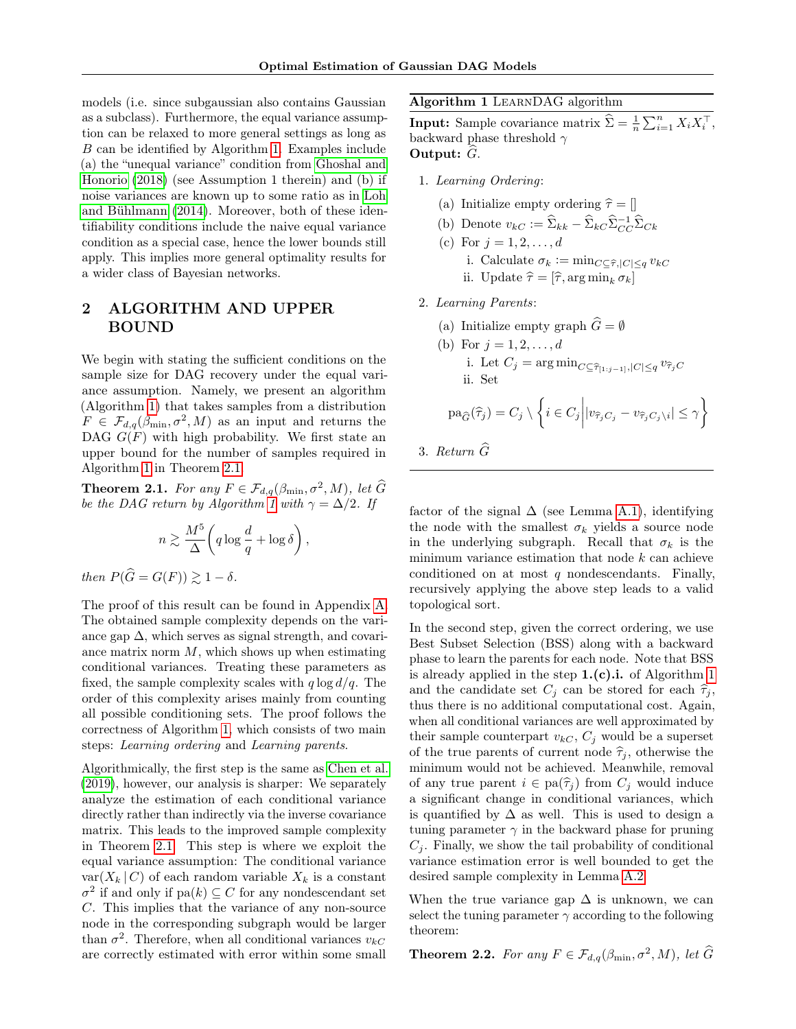models (i.e. since subgaussian also contains Gaussian as a subclass). Furthermore, the equal variance assumption can be relaxed to more general settings as long as $B$ can be identified by Algorithm 1. Examples include (a) the "unequal variance" condition from Ghoshal and Honorio (2018) (see Assumption 1 therein) and (b) if noise variances are known up to some ratio as in Loh and Bühlmann (2014). Moreover, both of these identifiability conditions include the naive equal variance condition as a special case, hence the lower bounds still apply. This implies more general optimality results for a wider class of Bayesian networks.

## 2 ALGORITHM AND UPPER BOUND

We begin with stating the sufficient conditions on the sample size for DAG recovery under the equal variance assumption. Namely, we present an algorithm (Algorithm 1) that takes samples from a distribution $F \in \mathcal{F}_{d,q}(\beta_{\min}, \sigma^2, M)$ as an input and returns the DAG $G(F)$ with high probability. We first state an upper bound for the number of samples required in Algorithm 1 in Theorem 2.1.

**Theorem 2.1.** *For any $F \in \mathcal{F}_{d,q}(\beta_{\min}, \sigma^2, M)$, let $\widehat{G}$ be the DAG return by Algorithm 1 with $\gamma = \Delta/2$. If*

$$n \gtrsim \frac{M^5}{\Delta}\left(q \log \frac{d}{q} + \log \delta\right),$$

*then $P(\widehat{G} = G(F)) \gtrsim 1 - \delta$.*

The proof of this result can be found in Appendix A. The obtained sample complexity depends on the variance gap $\Delta$, which serves as signal strength, and covariance matrix norm $M$, which shows up when estimating conditional variances. Treating these parameters as fixed, the sample complexity scales with $q \log d/q$. The order of this complexity arises mainly from counting all possible conditioning sets. The proof follows the correctness of Algorithm 1, which consists of two main steps: *Learning ordering* and *Learning parents*.

Algorithmically, the first step is the same as Chen et al. (2019), however, our analysis is sharper: We separately analyze the estimation of each conditional variance directly rather than indirectly via the inverse covariance matrix. This leads to the improved sample complexity in Theorem 2.1. This step is where we exploit the equal variance assumption: The conditional variance $\text{var}(X_k \,|\, C)$ of each random variable $X_k$ is a constant $\sigma^2$ if and only if $\text{pa}(k) \subseteq C$ for any nondescendant set $C$. This implies that the variance of any non-source node in the corresponding subgraph would be larger than $\sigma^2$. Therefore, when all conditional variances $v_{kC}$ are correctly estimated with error within some small factor of the signal $\Delta$ (see Lemma A.1), identifying the node with the smallest $\sigma_k$ yields a source node in the underlying subgraph. Recall that $\sigma_k$ is the minimum variance estimation that node $k$ can achieve conditioned on at most $q$ nondescendants. Finally, recursively applying the above step leads to a valid topological sort.

---

**Algorithm 1** LearnDAG algorithm

**Input:** Sample covariance matrix $\widehat{\Sigma} = \frac{1}{n}\sum_{i=1}^{n} X_i X_i^\top$, backward phase threshold $\gamma$

**Output:** $\widehat{G}$.

1. *Learning Ordering*:
   - (a) Initialize empty ordering $\widehat{\tau} = []$
   - (b) Denote $v_{kC} := \widehat{\Sigma}_{kk} - \widehat{\Sigma}_{kC}\widehat{\Sigma}_{CC}^{-1}\widehat{\Sigma}_{Ck}$
   - (c) For $j = 1, 2, \ldots, d$
     - i. Calculate $\sigma_k := \min_{C \subseteq \widehat{\tau}, |C| \leq q} v_{kC}$
     - ii. Update $\widehat{\tau} = [\widehat{\tau}, \arg\min_k \sigma_k]$
2. *Learning Parents*:
   - (a) Initialize empty graph $\widehat{G} = \emptyset$
   - (b) For $j = 1, 2, \ldots, d$
     - i. Let $C_j = \arg\min_{C \subseteq \widehat{\tau}_{[1:j-1]}, |C| \leq q} v_{\widehat{\tau}_j C}$
     - ii. Set

$$\text{pa}_{\widehat{G}}(\widehat{\tau}_j) = C_j \setminus \left\{ i \in C_j \middle| |v_{\widehat{\tau}_j C_j} - v_{\widehat{\tau}_j C_j \setminus i}| \leq \gamma \right\}$$

3. *Return* $\widehat{G}$

---

In the second step, given the correct ordering, we use Best Subset Selection (BSS) along with a backward phase to learn the parents for each node. Note that BSS is already applied in the step **1.(c).i.** of Algorithm 1 and the candidate set $C_j$ can be stored for each $\widehat{\tau}_j$, thus there is no additional computational cost. Again, when all conditional variances are well approximated by their sample counterpart $v_{kC}$, $C_j$ would be a superset of the true parents of current node $\widehat{\tau}_j$, otherwise the minimum would not be achieved. Meanwhile, removal of any true parent $i \in \text{pa}(\widehat{\tau}_j)$ from $C_j$ would induce a significant change in conditional variances, which is quantified by $\Delta$ as well. This is used to design a tuning parameter $\gamma$ in the backward phase for pruning $C_j$. Finally, we show the tail probability of conditional variance estimation error is well bounded to get the desired sample complexity in Lemma A.2.

When the true variance gap $\Delta$ is unknown, we can select the tuning parameter $\gamma$ according to the following theorem:

**Theorem 2.2.** *For any $F \in \mathcal{F}_{d,q}(\beta_{\min}, \sigma^2, M)$, let $\widehat{G}$*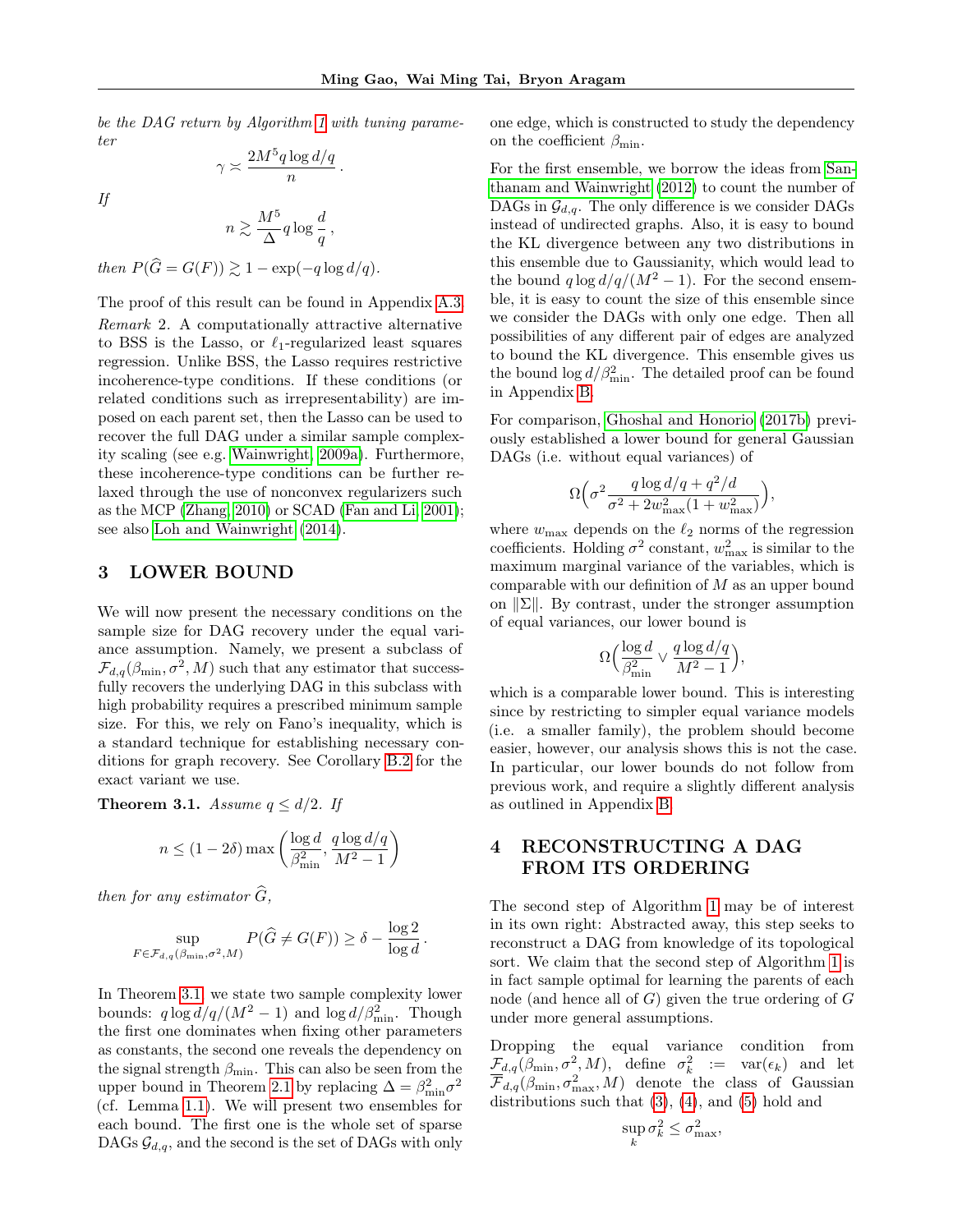*be the DAG return by Algorithm 1 with tuning parameter*

$$\gamma \asymp \frac{2M^5 q \log d/q}{n}.$$

*If*

$$n \gtrsim \frac{M^5}{\Delta} q \log \frac{d}{q},$$

*then* $P(\widehat{G} = G(F)) \gtrsim 1 - \exp(-q \log d/q)$.

The proof of this result can be found in Appendix A.3.

*Remark* 2. A computationally attractive alternative to BSS is the Lasso, or $\ell_1$-regularized least squares regression. Unlike BSS, the Lasso requires restrictive incoherence-type conditions. If these conditions (or related conditions such as irrepresentability) are imposed on each parent set, then the Lasso can be used to recover the full DAG under a similar sample complexity scaling (see e.g. Wainwright, 2009a). Furthermore, these incoherence-type conditions can be further relaxed through the use of nonconvex regularizers such as the MCP (Zhang, 2010) or SCAD (Fan and Li, 2001); see also Loh and Wainwright (2014).

## 3 LOWER BOUND

We will now present the necessary conditions on the sample size for DAG recovery under the equal variance assumption. Namely, we present a subclass of $\mathcal{F}_{d,q}(\beta_{\min}, \sigma^2, M)$ such that any estimator that successfully recovers the underlying DAG in this subclass with high probability requires a prescribed minimum sample size. For this, we rely on Fano's inequality, which is a standard technique for establishing necessary conditions for graph recovery. See Corollary B.2 for the exact variant we use.

**Theorem 3.1.** *Assume* $q \le d/2$. *If*

$$n \le (1 - 2\delta) \max\left(\frac{\log d}{\beta_{\min}^2}, \frac{q \log d/q}{M^2 - 1}\right)$$

*then for any estimator* $\widehat{G}$,

$$\sup_{F \in \mathcal{F}_{d,q}(\beta_{\min}, \sigma^2, M)} P(\widehat{G} \neq G(F)) \ge \delta - \frac{\log 2}{\log d}.$$

In Theorem 3.1, we state two sample complexity lower bounds: $q \log d/q/(M^2 - 1)$ and $\log d/\beta_{\min}^2$. Though the first one dominates when fixing other parameters as constants, the second one reveals the dependency on the signal strength $\beta_{\min}$. This can also be seen from the upper bound in Theorem 2.1 by replacing $\Delta = \beta_{\min}^2 \sigma^2$ (cf. Lemma 1.1). We will present two ensembles for each bound. The first one is the whole set of sparse DAGs $\mathcal{G}_{d,q}$, and the second is the set of DAGs with only one edge, which is constructed to study the dependency on the coefficient $\beta_{\min}$.

For the first ensemble, we borrow the ideas from Santhanam and Wainwright (2012) to count the number of DAGs in $\mathcal{G}_{d,q}$. The only difference is we consider DAGs instead of undirected graphs. Also, it is easy to bound the KL divergence between any two distributions in this ensemble due to Gaussianity, which would lead to the bound $q \log d/q/(M^2 - 1)$. For the second ensemble, it is easy to count the size of this ensemble since we consider the DAGs with only one edge. Then all possibilities of any different pair of edges are analyzed to bound the KL divergence. This ensemble gives us the bound $\log d/\beta_{\min}^2$. The detailed proof can be found in Appendix B.

For comparison, Ghoshal and Honorio (2017b) previously established a lower bound for general Gaussian DAGs (i.e. without equal variances) of

$$\Omega\Big(\sigma^2 \frac{q \log d/q + q^2/d}{\sigma^2 + 2w_{\max}^2(1 + w_{\max}^2)}\Big),$$

where $w_{\max}$ depends on the $\ell_2$ norms of the regression coefficients. Holding $\sigma^2$ constant, $w_{\max}^2$ is similar to the maximum marginal variance of the variables, which is comparable with our definition of $M$ as an upper bound on $\|\Sigma\|$. By contrast, under the stronger assumption of equal variances, our lower bound is

$$\Omega\Big(\frac{\log d}{\beta_{\min}^2} \vee \frac{q \log d/q}{M^2 - 1}\Big),$$

which is a comparable lower bound. This is interesting since by restricting to simpler equal variance models (i.e. a smaller family), the problem should become easier, however, our analysis shows this is not the case. In particular, our lower bounds do not follow from previous work, and require a slightly different analysis as outlined in Appendix B.

## 4 RECONSTRUCTING A DAG FROM ITS ORDERING

The second step of Algorithm 1 may be of interest in its own right: Abstracted away, this step seeks to reconstruct a DAG from knowledge of its topological sort. We claim that the second step of Algorithm 1 is in fact sample optimal for learning the parents of each node (and hence all of $G$) given the true ordering of $G$ under more general assumptions.

Dropping the equal variance condition from $\mathcal{F}_{d,q}(\beta_{\min}, \sigma^2, M)$, define $\sigma_k^2 := \operatorname{var}(\epsilon_k)$ and let $\overline{\mathcal{F}}_{d,q}(\beta_{\min}, \sigma_{\max}^2, M)$ denote the class of Gaussian distributions such that (3), (4), and (5) hold and

$$\sup_k \sigma_k^2 \le \sigma_{\max}^2,$$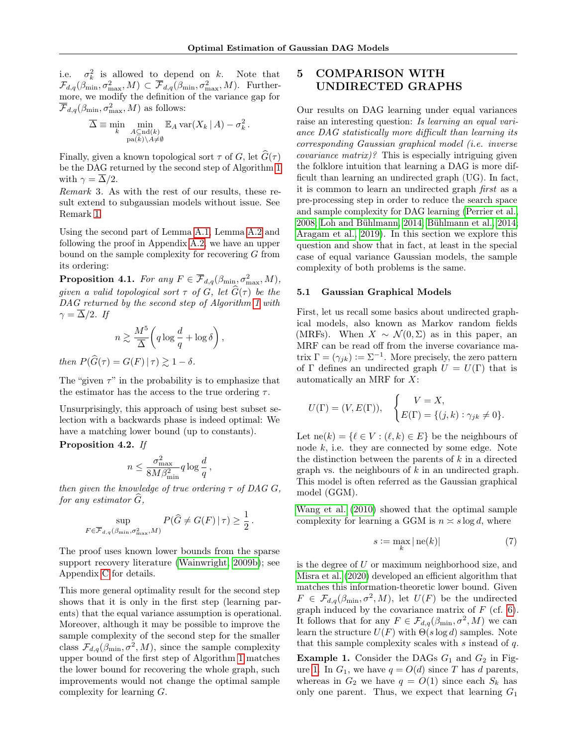i.e. $\sigma_k^2$ is allowed to depend on $k$. Note that $\mathcal{F}_{d,q}(\beta_{\min}, \sigma^2_{\max}, M) \subset \overline{\mathcal{F}}_{d,q}(\beta_{\min}, \sigma^2_{\max}, M)$. Furthermore, we modify the definition of the variance gap for $\overline{\mathcal{F}}_{d,q}(\beta_{\min}, \sigma^2_{\max}, M)$ as follows:

$$\overline{\Delta} \equiv \min_k \min_{\substack{A \subseteq \mathrm{nd}(k) \\ \mathrm{pa}(k) \setminus A \neq \emptyset}} \mathbb{E}_A \operatorname{var}(X_k \,|\, A) - \sigma_k^2 .$$

Finally, given a known topological sort $\tau$ of $G$, let $\widehat{G}(\tau)$ be the DAG returned by the second step of Algorithm 1 with $\gamma = \overline{\Delta}/2$.

*Remark* 3. As with the rest of our results, these result extend to subgaussian models without issue. See Remark 1.

Using the second part of Lemma A.1, Lemma A.2 and following the proof in Appendix A.2, we have an upper bound on the sample complexity for recovering $G$ from its ordering:

**Proposition 4.1.** *For any $F \in \overline{\mathcal{F}}_{d,q}(\beta_{\min}, \sigma^2_{\max}, M)$, given a valid topological sort $\tau$ of $G$, let $\widehat{G}(\tau)$ be the DAG returned by the second step of Algorithm 1 with $\gamma = \overline{\Delta}/2$. If*

$$n \gtrsim \frac{M^5}{\overline{\Delta}}\left(q \log\frac{d}{q} + \log \delta\right),$$

*then $P(\widehat{G}(\tau) = G(F) \,|\, \tau) \gtrsim 1 - \delta$.*

The "given $\tau$" in the probability is to emphasize that the estimator has the access to the true ordering $\tau$.

Unsurprisingly, this approach of using best subset selection with a backwards phase is indeed optimal: We have a matching lower bound (up to constants).

**Proposition 4.2.** *If*

$$n \leq \frac{\sigma^2_{\max}}{8M\beta^2_{\min}} q \log\frac{d}{q}\,,$$

*then given the knowledge of true ordering $\tau$ of DAG $G$, for any estimator $\widehat{G}$,*

$$\sup_{F \in \overline{\mathcal{F}}_{d,q}(\beta_{\min}, \sigma^2_{\max}, M)} P(\widehat{G} \neq G(F) \,|\, \tau) \geq \frac{1}{2}\,.$$

The proof uses known lower bounds from the sparse support recovery literature (Wainwright, 2009b); see Appendix C for details.

This more general optimality result for the second step shows that it is only in the first step (learning parents) that the equal variance assumption is operational. Moreover, although it may be possible to improve the sample complexity of the second step for the smaller class $\mathcal{F}_{d,q}(\beta_{\min}, \sigma^2, M)$, since the sample complexity upper bound of the first step of Algorithm 1 matches the lower bound for recovering the whole graph, such improvements would not change the optimal sample complexity for learning $G$.

# 5 COMPARISON WITH UNDIRECTED GRAPHS

Our results on DAG learning under equal variances raise an interesting question: *Is learning an equal variance DAG statistically more difficult than learning its corresponding Gaussian graphical model (i.e. inverse covariance matrix)?* This is especially intriguing given the folklore intuition that learning a DAG is more difficult than learning an undirected graph (UG). In fact, it is common to learn an undirected graph *first* as a pre-processing step in order to reduce the search space and sample complexity for DAG learning (Perrier et al., 2008; Loh and Bühlmann, 2014; Bühlmann et al., 2014; Aragam et al., 2019). In this section we explore this question and show that in fact, at least in the special case of equal variance Gaussian models, the sample complexity of both problems is the same.

## 5.1 Gaussian Graphical Models

First, let us recall some basics about undirected graphical models, also known as Markov random fields (MRFs). When $X \sim \mathcal{N}(0, \Sigma)$ as in this paper, an MRF can be read off from the inverse covariance matrix $\Gamma = (\gamma_{jk}) := \Sigma^{-1}$. More precisely, the zero pattern of $\Gamma$ defines an undirected graph $U = U(\Gamma)$ that is automatically an MRF for $X$:

$$U(\Gamma) = (V, E(\Gamma)), \quad \begin{cases} V = X, \\ E(\Gamma) = \{(j,k) : \gamma_{jk} \neq 0\}. \end{cases}$$

Let $\mathrm{ne}(k) = \{\ell \in V : (\ell, k) \in E\}$ be the neighbours of node $k$, i.e. they are connected by some edge. Note the distinction between the parents of $k$ in a directed graph vs. the neighbours of $k$ in an undirected graph. This model is often referred as the Gaussian graphical model (GGM).

Wang et al. (2010) showed that the optimal sample complexity for learning a GGM is $n \asymp s \log d$, where

$$s := \max_k |\,\mathrm{ne}(k)| \tag{7}$$

is the degree of $U$ or maximum neighborhood size, and Misra et al. (2020) developed an efficient algorithm that matches this information-theoretic lower bound. Given $F \in \mathcal{F}_{d,q}(\beta_{\min}, \sigma^2, M)$, let $U(F)$ be the undirected graph induced by the covariance matrix of $F$ (cf. 6). It follows that for any $F \in \mathcal{F}_{d,q}(\beta_{\min}, \sigma^2, M)$ we can learn the structure $U(F)$ with $\Theta(s \log d)$ samples. Note that this sample complexity scales with $s$ instead of $q$.

**Example 1.** Consider the DAGs $G_1$ and $G_2$ in Figure 1. In $G_1$, we have $q = O(d)$ since $T$ has $d$ parents, whereas in $G_2$ we have $q = O(1)$ since each $S_k$ has only one parent. Thus, we expect that learning $G_1$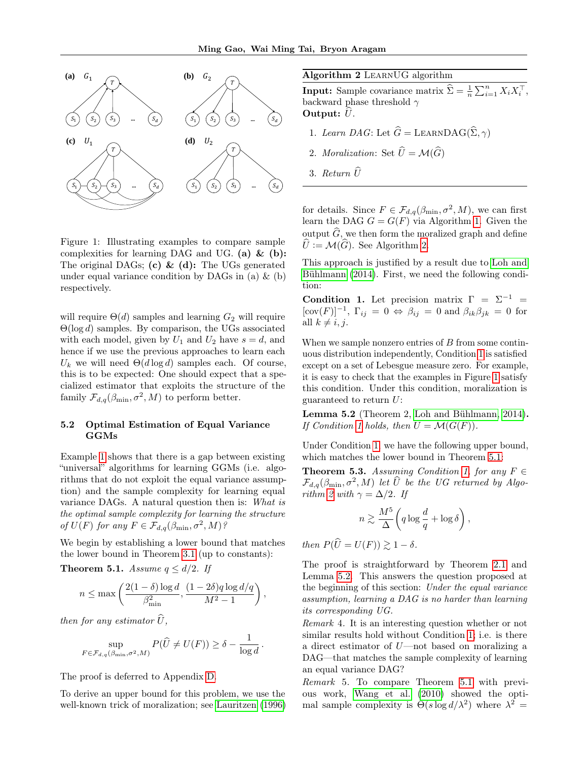Figure 1: Illustrating examples to compare sample complexities for learning DAG and UG. **(a) & (b):** The original DAGs; **(c) & (d):** The UGs generated under equal variance condition by DAGs in (a) & (b) respectively.

will require $\Theta(d)$ samples and learning $G_2$ will require $\Theta(\log d)$ samples. By comparison, the UGs associated with each model, given by $U_1$ and $U_2$ have $s = d$, and hence if we use the previous approaches to learn each $U_k$ we will need $\Theta(d \log d)$ samples each. Of course, this is to be expected: One should expect that a specialized estimator that exploits the structure of the family $\mathcal{F}_{d,q}(\beta_{\min}, \sigma^2, M)$ to perform better.

## 5.2 Optimal Estimation of Equal Variance GGMs

Example 1 shows that there is a gap between existing "universal" algorithms for learning GGMs (i.e. algorithms that do not exploit the equal variance assumption) and the sample complexity for learning equal variance DAGs. A natural question then is: *What is the optimal sample complexity for learning the structure of $U(F)$ for any $F \in \mathcal{F}_{d,q}(\beta_{\min}, \sigma^2, M)$?*

We begin by establishing a lower bound that matches the lower bound in Theorem 3.1 (up to constants):

**Theorem 5.1.** *Assume $q \leq d/2$. If*

$$n \leq \max\left(\frac{2(1-\delta)\log d}{\beta_{\min}^2}, \frac{(1-2\delta)q\log d/q}{M^2-1}\right),$$

*then for any estimator $\widehat{U}$,*

$$\sup_{F \in \mathcal{F}_{d,q}(\beta_{\min}, \sigma^2, M)} P(\widehat{U} \neq U(F)) \geq \delta - \frac{1}{\log d}.$$

The proof is deferred to Appendix D.

To derive an upper bound for this problem, we use the well-known trick of moralization; see Lauritzen (1996) for details. Since $F \in \mathcal{F}_{d,q}(\beta_{\min}, \sigma^2, M)$, we can first learn the DAG $G = G(F)$ via Algorithm 1. Given the output $\widehat{G}$, we then form the moralized graph and define $\widehat{U} := \mathcal{M}(\widehat{G})$. See Algorithm 2.

---

**Algorithm 2** LearnUG algorithm

**Input:** Sample covariance matrix $\widehat{\Sigma} = \frac{1}{n}\sum_{i=1}^n X_i X_i^\top$, backward phase threshold $\gamma$

**Output:** $\widehat{U}$.

1. *Learn DAG*: Let $\widehat{G} = \text{LearnDAG}(\widehat{\Sigma}, \gamma)$
2. *Moralization*: Set $\widehat{U} = \mathcal{M}(\widehat{G})$
3. *Return* $\widehat{U}$

---

This approach is justified by a result due to Loh and Bühlmann (2014). First, we need the following condition:

**Condition 1.** Let precision matrix $\Gamma = \Sigma^{-1} = [\text{cov}(F)]^{-1}$, $\Gamma_{ij} = 0 \Leftrightarrow \beta_{ij} = 0$ and $\beta_{ik}\beta_{jk} = 0$ for all $k \neq i, j$.

When we sample nonzero entries of $B$ from some continuous distribution independently, Condition 1 is satisfied except on a set of Lebesgue measure zero. For example, it is easy to check that the examples in Figure 1 satisfy this condition. Under this condition, moralization is guaranteed to return $U$:

**Lemma 5.2** (Theorem 2, Loh and Bühlmann, 2014)**.** *If Condition 1 holds, then $U = \mathcal{M}(G(F))$.*

Under Condition 1, we have the following upper bound, which matches the lower bound in Theorem 5.1:

**Theorem 5.3.** *Assuming Condition 1, for any $F \in \mathcal{F}_{d,q}(\beta_{\min}, \sigma^2, M)$ let $\widehat{U}$ be the UG returned by Algorithm 2 with $\gamma = \Delta/2$. If*

$$n \gtrsim \frac{M^5}{\Delta}\left(q \log\frac{d}{q} + \log\delta\right),$$

*then $P(\widehat{U} = U(F)) \gtrsim 1 - \delta$.*

The proof is straightforward by Theorem 2.1 and Lemma 5.2. This answers the question proposed at the beginning of this section: *Under the equal variance assumption, learning a DAG is no harder than learning its corresponding UG.*

*Remark* 4. It is an interesting question whether or not similar results hold without Condition 1; i.e. is there a direct estimator of $U$—not based on moralizing a DAG—that matches the sample complexity of learning an equal variance DAG?

*Remark* 5. To compare Theorem 5.1 with previous work, Wang et al. (2010) showed the optimal sample complexity is $\Theta(s \log d/\lambda^2)$ where $\lambda^2 =$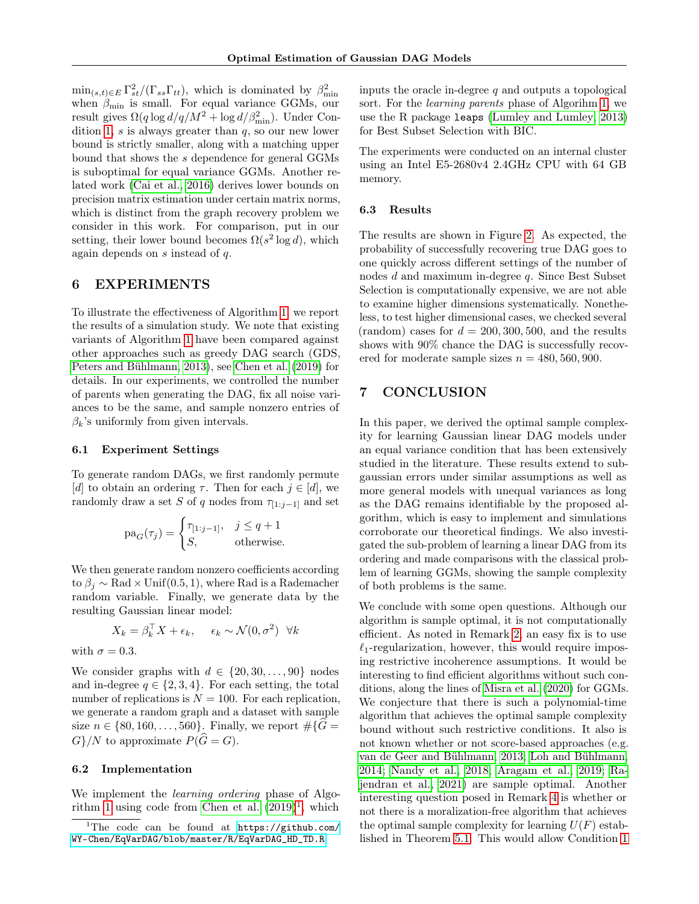$\min_{(s,t)\in E} \Gamma_{st}^2/(\Gamma_{ss}\Gamma_{tt})$, which is dominated by $\beta_{\min}^2$ when $\beta_{\min}$ is small. For equal variance GGMs, our result gives $\Omega(q\log d/q/M^2 + \log d/\beta_{\min}^2)$. Under Condition 1, $s$ is always greater than $q$, so our new lower bound is strictly smaller, along with a matching upper bound that shows the $s$ dependence for general GGMs is suboptimal for equal variance GGMs. Another related work (Cai et al., 2016) derives lower bounds on precision matrix estimation under certain matrix norms, which is distinct from the graph recovery problem we consider in this work. For comparison, put in our setting, their lower bound becomes $\Omega(s^2 \log d)$, which again depends on $s$ instead of $q$.

# 6 EXPERIMENTS

To illustrate the effectiveness of Algorithm 1, we report the results of a simulation study. We note that existing variants of Algorithm 1 have been compared against other approaches such as greedy DAG search (GDS, Peters and Bühlmann, 2013), see Chen et al. (2019) for details. In our experiments, we controlled the number of parents when generating the DAG, fix all noise variances to be the same, and sample nonzero entries of $\beta_k$'s uniformly from given intervals.

## 6.1 Experiment Settings

To generate random DAGs, we first randomly permute $[d]$ to obtain an ordering $\tau$. Then for each $j \in [d]$, we randomly draw a set $S$ of $q$ nodes from $\tau_{[1:j-1]}$ and set

$$\mathrm{pa}_G(\tau_j) = \begin{cases} \tau_{[1:j-1]}, & j \le q+1 \\ S, & \text{otherwise.} \end{cases}$$

We then generate random nonzero coefficients according to $\beta_j \sim \mathrm{Rad} \times \mathrm{Unif}(0.5, 1)$, where Rad is a Rademacher random variable. Finally, we generate data by the resulting Gaussian linear model:

$$X_k = \beta_k^\top X + \epsilon_k, \quad \epsilon_k \sim \mathcal{N}(0, \sigma^2) \ \ \forall k$$

with $\sigma = 0.3$.

We consider graphs with $d \in \{20, 30, \ldots, 90\}$ nodes and in-degree $q \in \{2, 3, 4\}$. For each setting, the total number of replications is $N = 100$. For each replication, we generate a random graph and a dataset with sample size $n \in \{80, 160, \ldots, 560\}$. Finally, we report $\#\{\widehat{G} = G\}/N$ to approximate $P(\widehat{G} = G)$.

## 6.2 Implementation

We implement the *learning ordering* phase of Algorithm 1 using code from Chen et al. (2019)[1], which inputs the oracle in-degree $q$ and outputs a topological sort. For the *learning parents* phase of Algorihm 1, we use the R package `leaps` (Lumley and Lumley, 2013) for Best Subset Selection with BIC.

The experiments were conducted on an internal cluster using an Intel E5-2680v4 2.4GHz CPU with 64 GB memory.

[1]The code can be found at `https://github.com/WY-Chen/EqVarDAG/blob/master/R/EqVarDAG_HD_TD.R`

## 6.3 Results

The results are shown in Figure 2. As expected, the probability of successfully recovering true DAG goes to one quickly across different settings of the number of nodes $d$ and maximum in-degree $q$. Since Best Subset Selection is computationally expensive, we are not able to examine higher dimensions systematically. Nonetheless, to test higher dimensional cases, we checked several (random) cases for $d = 200, 300, 500$, and the results shows with 90% chance the DAG is successfully recovered for moderate sample sizes $n = 480, 560, 900$.

# 7 CONCLUSION

In this paper, we derived the optimal sample complexity for learning Gaussian linear DAG models under an equal variance condition that has been extensively studied in the literature. These results extend to subgaussian errors under similar assumptions as well as more general models with unequal variances as long as the DAG remains identifiable by the proposed algorithm, which is easy to implement and simulations corroborate our theoretical findings. We also investigated the sub-problem of learning a linear DAG from its ordering and made comparisons with the classical problem of learning GGMs, showing the sample complexity of both problems is the same.

We conclude with some open questions. Although our algorithm is sample optimal, it is not computationally efficient. As noted in Remark 2, an easy fix is to use $\ell_1$-regularization, however, this would require imposing restrictive incoherence assumptions. It would be interesting to find efficient algorithms without such conditions, along the lines of Misra et al. (2020) for GGMs. We conjecture that there is such a polynomial-time algorithm that achieves the optimal sample complexity bound without such restrictive conditions. It also is not known whether or not score-based approaches (e.g. van de Geer and Bühlmann, 2013; Loh and Bühlmann, 2014; Nandy et al., 2018; Aragam et al., 2019; Rajendran et al., 2021) are sample optimal. Another interesting question posed in Remark 4 is whether or not there is a moralization-free algorithm that achieves the optimal sample complexity for learning $U(F)$ established in Theorem 5.1. This would allow Condition 1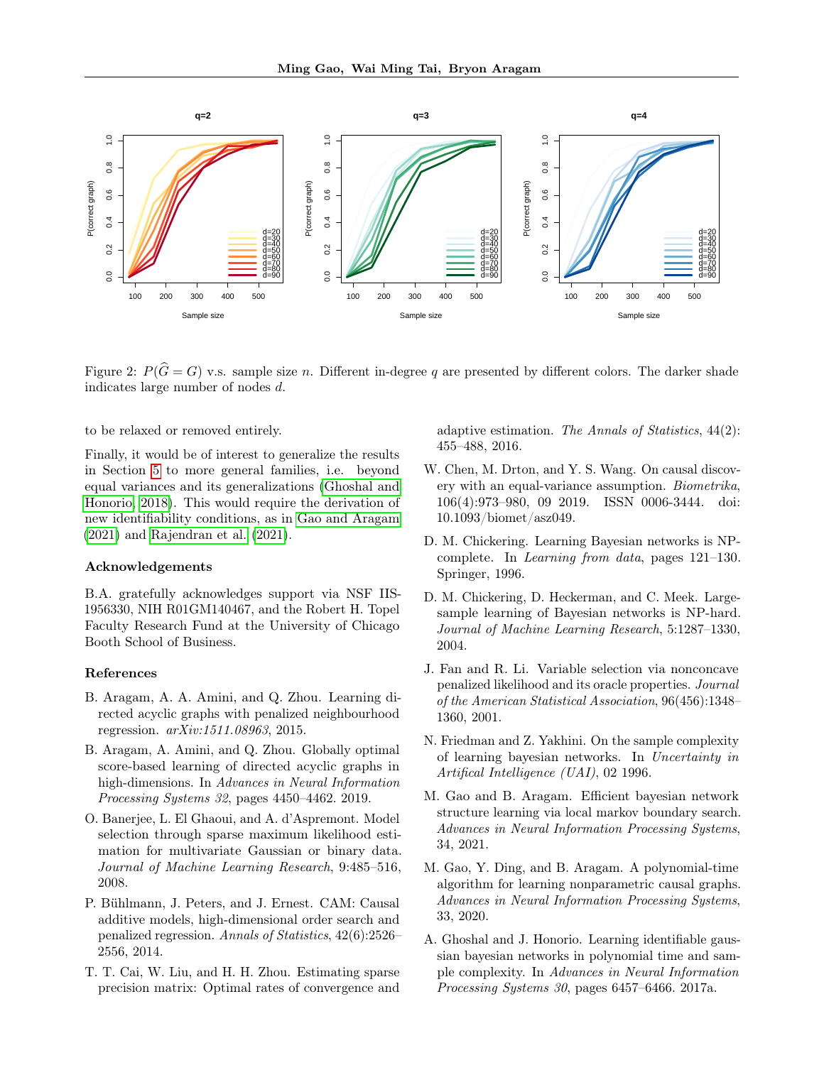Figure 2: $P(\widehat{G} = G)$ v.s. sample size $n$. Different in-degree $q$ are presented by different colors. The darker shade indicates large number of nodes $d$.

to be relaxed or removed entirely.

Finally, it would be of interest to generalize the results in Section 5 to more general families, i.e. beyond equal variances and its generalizations (Ghoshal and Honorio, 2018). This would require the derivation of new identifiability conditions, as in Gao and Aragam (2021) and Rajendran et al. (2021).

### Acknowledgements

B.A. gratefully acknowledges support via NSF IIS-1956330, NIH R01GM140467, and the Robert H. Topel Faculty Research Fund at the University of Chicago Booth School of Business.

### References

B. Aragam, A. A. Amini, and Q. Zhou. Learning directed acyclic graphs with penalized neighbourhood regression. *arXiv:1511.08963*, 2015.

B. Aragam, A. Amini, and Q. Zhou. Globally optimal score-based learning of directed acyclic graphs in high-dimensions. In *Advances in Neural Information Processing Systems 32*, pages 4450–4462. 2019.

O. Banerjee, L. El Ghaoui, and A. d'Aspremont. Model selection through sparse maximum likelihood estimation for multivariate Gaussian or binary data. *Journal of Machine Learning Research*, 9:485–516, 2008.

P. Bühlmann, J. Peters, and J. Ernest. CAM: Causal additive models, high-dimensional order search and penalized regression. *Annals of Statistics*, 42(6):2526–2556, 2014.

T. T. Cai, W. Liu, and H. H. Zhou. Estimating sparse precision matrix: Optimal rates of convergence and adaptive estimation. *The Annals of Statistics*, 44(2): 455–488, 2016.

W. Chen, M. Drton, and Y. S. Wang. On causal discovery with an equal-variance assumption. *Biometrika*, 106(4):973–980, 09 2019. ISSN 0006-3444. doi: 10.1093/biomet/asz049.

D. M. Chickering. Learning Bayesian networks is NP-complete. In *Learning from data*, pages 121–130. Springer, 1996.

D. M. Chickering, D. Heckerman, and C. Meek. Large-sample learning of Bayesian networks is NP-hard. *Journal of Machine Learning Research*, 5:1287–1330, 2004.

J. Fan and R. Li. Variable selection via nonconcave penalized likelihood and its oracle properties. *Journal of the American Statistical Association*, 96(456):1348–1360, 2001.

N. Friedman and Z. Yakhini. On the sample complexity of learning bayesian networks. In *Uncertainty in Artifical Intelligence (UAI)*, 02 1996.

M. Gao and B. Aragam. Efficient bayesian network structure learning via local markov boundary search. *Advances in Neural Information Processing Systems*, 34, 2021.

M. Gao, Y. Ding, and B. Aragam. A polynomial-time algorithm for learning nonparametric causal graphs. *Advances in Neural Information Processing Systems*, 33, 2020.

A. Ghoshal and J. Honorio. Learning identifiable gaussian bayesian networks in polynomial time and sample complexity. In *Advances in Neural Information Processing Systems 30*, pages 6457–6466. 2017a.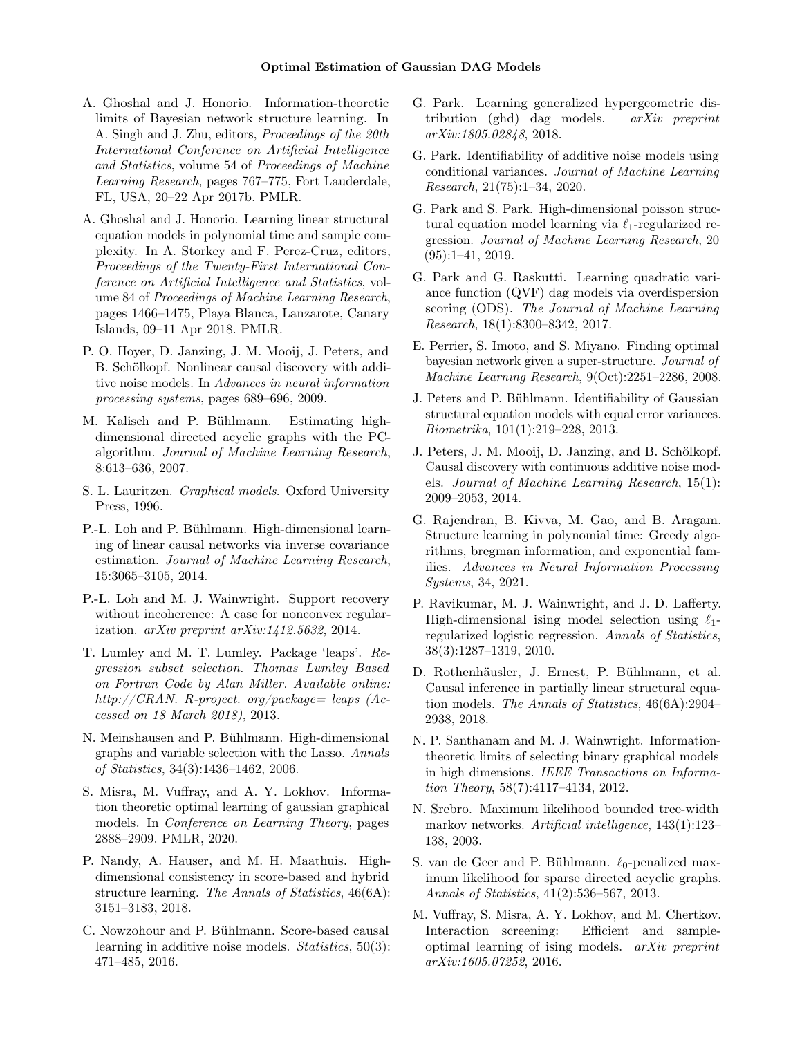A. Ghoshal and J. Honorio. Information-theoretic limits of Bayesian network structure learning. In A. Singh and J. Zhu, editors, *Proceedings of the 20th International Conference on Artificial Intelligence and Statistics*, volume 54 of *Proceedings of Machine Learning Research*, pages 767–775, Fort Lauderdale, FL, USA, 20–22 Apr 2017b. PMLR.

A. Ghoshal and J. Honorio. Learning linear structural equation models in polynomial time and sample complexity. In A. Storkey and F. Perez-Cruz, editors, *Proceedings of the Twenty-First International Conference on Artificial Intelligence and Statistics*, volume 84 of *Proceedings of Machine Learning Research*, pages 1466–1475, Playa Blanca, Lanzarote, Canary Islands, 09–11 Apr 2018. PMLR.

P. O. Hoyer, D. Janzing, J. M. Mooij, J. Peters, and B. Schölkopf. Nonlinear causal discovery with additive noise models. In *Advances in neural information processing systems*, pages 689–696, 2009.

M. Kalisch and P. Bühlmann. Estimating high-dimensional directed acyclic graphs with the PC-algorithm. *Journal of Machine Learning Research*, 8:613–636, 2007.

S. L. Lauritzen. *Graphical models*. Oxford University Press, 1996.

P.-L. Loh and P. Bühlmann. High-dimensional learning of linear causal networks via inverse covariance estimation. *Journal of Machine Learning Research*, 15:3065–3105, 2014.

P.-L. Loh and M. J. Wainwright. Support recovery without incoherence: A case for nonconvex regularization. *arXiv preprint arXiv:1412.5632*, 2014.

T. Lumley and M. T. Lumley. Package 'leaps'. *Regression subset selection. Thomas Lumley Based on Fortran Code by Alan Miller. Available online: http://CRAN. R-project. org/package= leaps (Accessed on 18 March 2018)*, 2013.

N. Meinshausen and P. Bühlmann. High-dimensional graphs and variable selection with the Lasso. *Annals of Statistics*, 34(3):1436–1462, 2006.

S. Misra, M. Vuffray, and A. Y. Lokhov. Information theoretic optimal learning of gaussian graphical models. In *Conference on Learning Theory*, pages 2888–2909. PMLR, 2020.

P. Nandy, A. Hauser, and M. H. Maathuis. High-dimensional consistency in score-based and hybrid structure learning. *The Annals of Statistics*, 46(6A): 3151–3183, 2018.

C. Nowzohour and P. Bühlmann. Score-based causal learning in additive noise models. *Statistics*, 50(3): 471–485, 2016.

G. Park. Learning generalized hypergeometric distribution (ghd) dag models. *arXiv preprint arXiv:1805.02848*, 2018.

G. Park. Identifiability of additive noise models using conditional variances. *Journal of Machine Learning Research*, 21(75):1–34, 2020.

G. Park and S. Park. High-dimensional poisson structural equation model learning via $\ell_1$-regularized regression. *Journal of Machine Learning Research*, 20 (95):1–41, 2019.

G. Park and G. Raskutti. Learning quadratic variance function (QVF) dag models via overdispersion scoring (ODS). *The Journal of Machine Learning Research*, 18(1):8300–8342, 2017.

E. Perrier, S. Imoto, and S. Miyano. Finding optimal bayesian network given a super-structure. *Journal of Machine Learning Research*, 9(Oct):2251–2286, 2008.

J. Peters and P. Bühlmann. Identifiability of Gaussian structural equation models with equal error variances. *Biometrika*, 101(1):219–228, 2013.

J. Peters, J. M. Mooij, D. Janzing, and B. Schölkopf. Causal discovery with continuous additive noise models. *Journal of Machine Learning Research*, 15(1): 2009–2053, 2014.

G. Rajendran, B. Kivva, M. Gao, and B. Aragam. Structure learning in polynomial time: Greedy algorithms, bregman information, and exponential families. *Advances in Neural Information Processing Systems*, 34, 2021.

P. Ravikumar, M. J. Wainwright, and J. D. Lafferty. High-dimensional ising model selection using $\ell_1$-regularized logistic regression. *Annals of Statistics*, 38(3):1287–1319, 2010.

D. Rothenhäusler, J. Ernest, P. Bühlmann, et al. Causal inference in partially linear structural equation models. *The Annals of Statistics*, 46(6A):2904–2938, 2018.

N. P. Santhanam and M. J. Wainwright. Information-theoretic limits of selecting binary graphical models in high dimensions. *IEEE Transactions on Information Theory*, 58(7):4117–4134, 2012.

N. Srebro. Maximum likelihood bounded tree-width markov networks. *Artificial intelligence*, 143(1):123–138, 2003.

S. van de Geer and P. Bühlmann. $\ell_0$-penalized maximum likelihood for sparse directed acyclic graphs. *Annals of Statistics*, 41(2):536–567, 2013.

M. Vuffray, S. Misra, A. Y. Lokhov, and M. Chertkov. Interaction screening: Efficient and sample-optimal learning of ising models. *arXiv preprint arXiv:1605.07252*, 2016.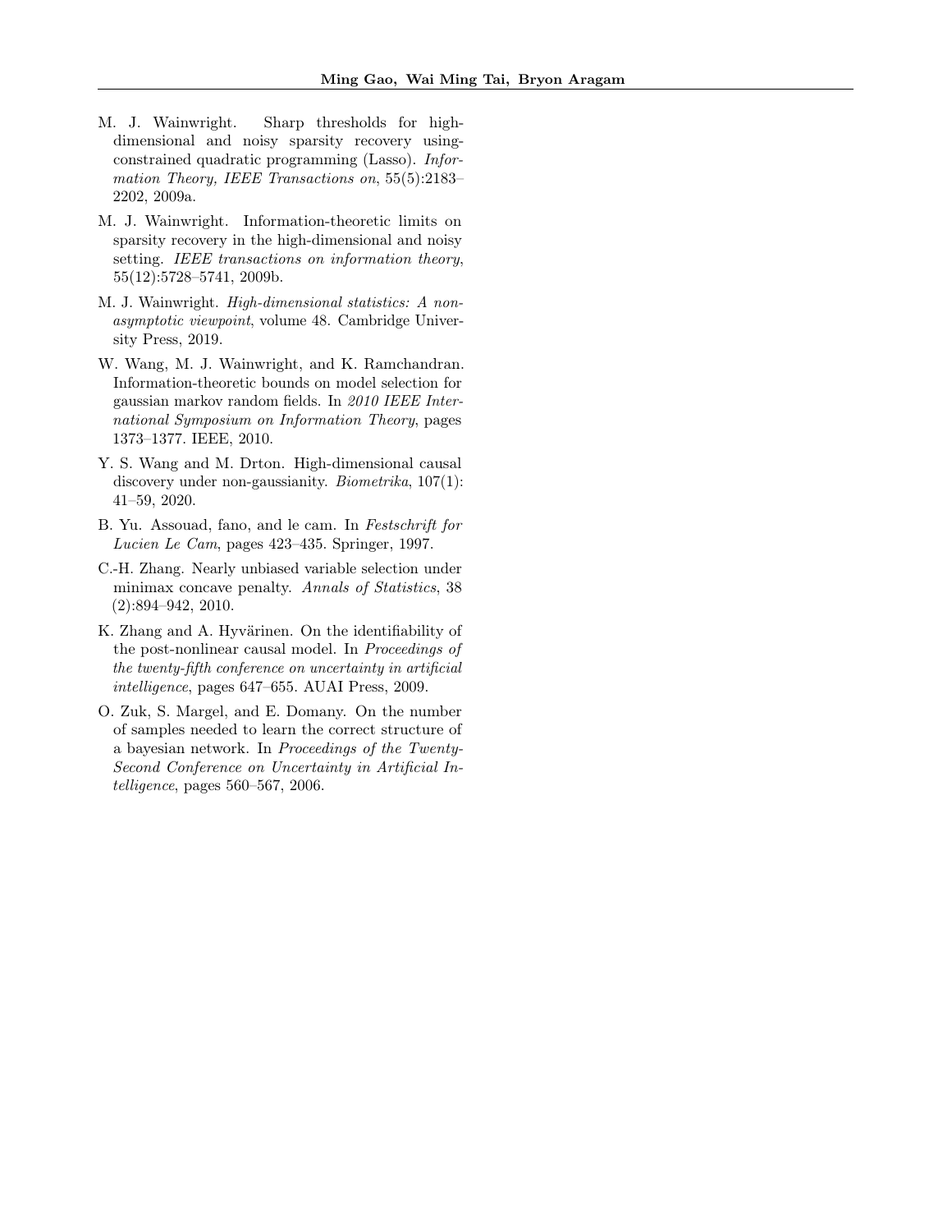M. J. Wainwright. Sharp thresholds for high-dimensional and noisy sparsity recovery using-constrained quadratic programming (Lasso). *Information Theory, IEEE Transactions on*, 55(5):2183–2202, 2009a.

M. J. Wainwright. Information-theoretic limits on sparsity recovery in the high-dimensional and noisy setting. *IEEE transactions on information theory*, 55(12):5728–5741, 2009b.

M. J. Wainwright. *High-dimensional statistics: A non-asymptotic viewpoint*, volume 48. Cambridge University Press, 2019.

W. Wang, M. J. Wainwright, and K. Ramchandran. Information-theoretic bounds on model selection for gaussian markov random fields. In *2010 IEEE International Symposium on Information Theory*, pages 1373–1377. IEEE, 2010.

Y. S. Wang and M. Drton. High-dimensional causal discovery under non-gaussianity. *Biometrika*, 107(1): 41–59, 2020.

B. Yu. Assouad, fano, and le cam. In *Festschrift for Lucien Le Cam*, pages 423–435. Springer, 1997.

C.-H. Zhang. Nearly unbiased variable selection under minimax concave penalty. *Annals of Statistics*, 38 (2):894–942, 2010.

K. Zhang and A. Hyvärinen. On the identifiability of the post-nonlinear causal model. In *Proceedings of the twenty-fifth conference on uncertainty in artificial intelligence*, pages 647–655. AUAI Press, 2009.

O. Zuk, S. Margel, and E. Domany. On the number of samples needed to learn the correct structure of a bayesian network. In *Proceedings of the Twenty-Second Conference on Uncertainty in Artificial Intelligence*, pages 560–567, 2006.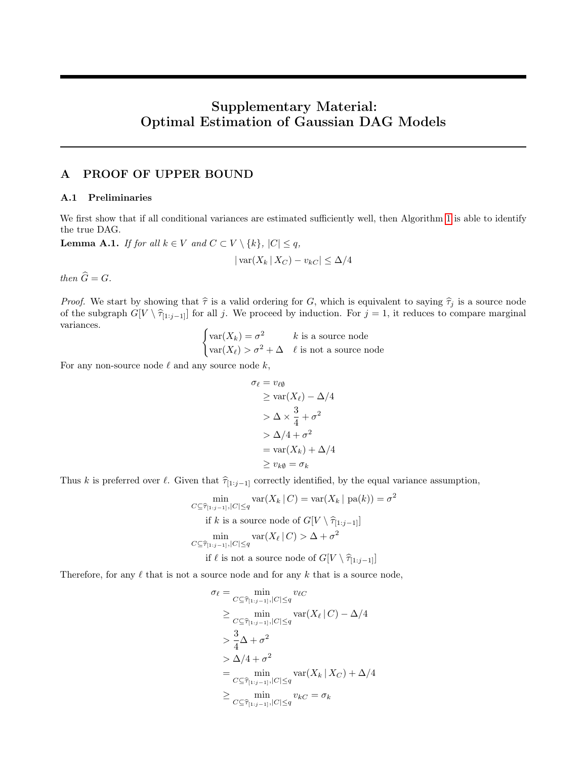# Supplementary Material: Optimal Estimation of Gaussian DAG Models

## A PROOF OF UPPER BOUND

### A.1 Preliminaries

We first show that if all conditional variances are estimated sufficiently well, then Algorithm 1 is able to identify the true DAG.

**Lemma A.1.** *If for all $k \in V$ and $C \subset V \setminus \{k\}$, $|C| \leq q$,*

$$|\operatorname{var}(X_k \,|\, X_C) - v_{kC}| \leq \Delta/4$$

*then $\widehat{G} = G$.*

*Proof.* We start by showing that $\widehat{\tau}$ is a valid ordering for $G$, which is equivalent to saying $\widehat{\tau}_j$ is a source node of the subgraph $G[V \setminus \widehat{\tau}_{[1:j-1]}]$ for all $j$. We proceed by induction. For $j = 1$, it reduces to compare marginal variances.

$$\begin{cases} \operatorname{var}(X_k) = \sigma^2 & k \text{ is a source node} \\ \operatorname{var}(X_\ell) > \sigma^2 + \Delta & \ell \text{ is not a source node} \end{cases}$$

For any non-source node $\ell$ and any source node $k$,

$$\begin{aligned}
\sigma_\ell &= v_{\ell\emptyset} \\
&\geq \operatorname{var}(X_\ell) - \Delta/4 \\
&> \Delta \times \frac{3}{4} + \sigma^2 \\
&> \Delta/4 + \sigma^2 \\
&= \operatorname{var}(X_k) + \Delta/4 \\
&\geq v_{k\emptyset} = \sigma_k
\end{aligned}$$

Thus $k$ is preferred over $\ell$. Given that $\widehat{\tau}_{[1:j-1]}$ correctly identified, by the equal variance assumption,

$$\begin{aligned}
&\min_{C \subseteq \widehat{\tau}_{[1:j-1]}, |C| \leq q} \operatorname{var}(X_k \,|\, C) = \operatorname{var}(X_k \mid \operatorname{pa}(k)) = \sigma^2 \\
&\qquad \text{if } k \text{ is a source node of } G[V \setminus \widehat{\tau}_{[1:j-1]}] \\
&\min_{C \subseteq \widehat{\tau}_{[1:j-1]}, |C| \leq q} \operatorname{var}(X_\ell \,|\, C) > \Delta + \sigma^2 \\
&\qquad \text{if } \ell \text{ is not a source node of } G[V \setminus \widehat{\tau}_{[1:j-1]}]
\end{aligned}$$

Therefore, for any $\ell$ that is not a source node and for any $k$ that is a source node,

$$\begin{aligned}
\sigma_\ell &= \min_{C \subseteq \widehat{\tau}_{[1:j-1]}, |C| \leq q} v_{\ell C} \\
&\geq \min_{C \subseteq \widehat{\tau}_{[1:j-1]}, |C| \leq q} \operatorname{var}(X_\ell \,|\, C) - \Delta/4 \\
&> \frac{3}{4}\Delta + \sigma^2 \\
&> \Delta/4 + \sigma^2 \\
&= \min_{C \subseteq \widehat{\tau}_{[1:j-1]}, |C| \leq q} \operatorname{var}(X_k \,|\, X_C) + \Delta/4 \\
&\geq \min_{C \subseteq \widehat{\tau}_{[1:j-1]}, |C| \leq q} v_{kC} = \sigma_k
\end{aligned}$$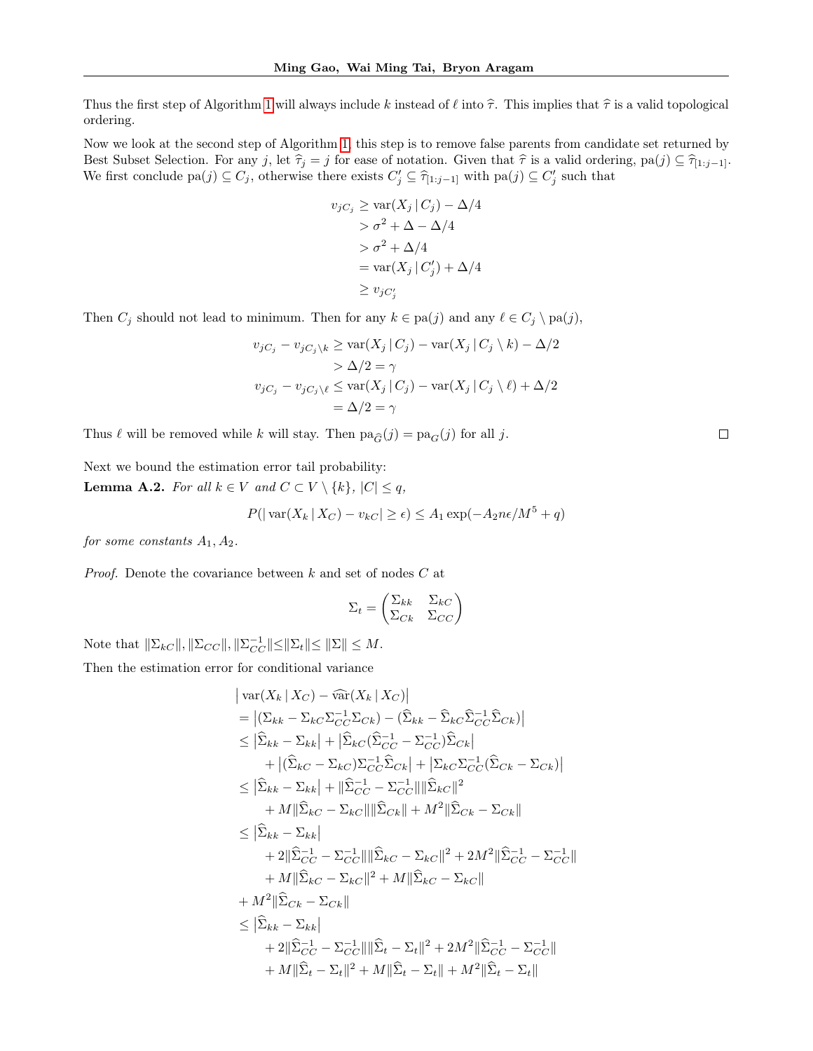Thus the first step of Algorithm 1 will always include $k$ instead of $\ell$ into $\widehat{\tau}$. This implies that $\widehat{\tau}$ is a valid topological ordering.

Now we look at the second step of Algorithm 1, this step is to remove false parents from candidate set returned by Best Subset Selection. For any $j$, let $\widehat{\tau}_j = j$ for ease of notation. Given that $\widehat{\tau}$ is a valid ordering, $\mathrm{pa}(j) \subseteq \widehat{\tau}_{[1:j-1]}$. We first conclude $\mathrm{pa}(j) \subseteq C_j$, otherwise there exists $C_j' \subseteq \widehat{\tau}_{[1:j-1]}$ with $\mathrm{pa}(j) \subseteq C_j'$ such that

$$
\begin{aligned}
v_{jC_j} &\geq \mathrm{var}(X_j \,|\, C_j) - \Delta/4 \\
&> \sigma^2 + \Delta - \Delta/4 \\
&> \sigma^2 + \Delta/4 \\
&= \mathrm{var}(X_j \,|\, C_j') + \Delta/4 \\
&\geq v_{jC_j'}
\end{aligned}
$$

Then $C_j$ should not lead to minimum. Then for any $k \in \mathrm{pa}(j)$ and any $\ell \in C_j \setminus \mathrm{pa}(j)$,

$$
\begin{aligned}
v_{jC_j} - v_{jC_j \setminus k} &\geq \mathrm{var}(X_j \,|\, C_j) - \mathrm{var}(X_j \,|\, C_j \setminus k) - \Delta/2 \\
&> \Delta/2 = \gamma \\
v_{jC_j} - v_{jC_j \setminus \ell} &\leq \mathrm{var}(X_j \,|\, C_j) - \mathrm{var}(X_j \,|\, C_j \setminus \ell) + \Delta/2 \\
&= \Delta/2 = \gamma
\end{aligned}
$$

Thus $\ell$ will be removed while $k$ will stay. Then $\mathrm{pa}_{\widehat{G}}(j) = \mathrm{pa}_G(j)$ for all $j$. □

Next we bound the estimation error tail probability:

**Lemma A.2.** *For all $k \in V$ and $C \subset V \setminus \{k\}$, $|C| \leq q$,*

$$
P(|\,\mathrm{var}(X_k \,|\, X_C) - v_{kC}| \geq \epsilon) \leq A_1 \exp(-A_2 n\epsilon/M^5 + q)
$$

*for some constants $A_1, A_2$.*

*Proof.* Denote the covariance between $k$ and set of nodes $C$ at

$$
\Sigma_t = \begin{pmatrix} \Sigma_{kk} & \Sigma_{kC} \\ \Sigma_{Ck} & \Sigma_{CC} \end{pmatrix}
$$

Note that $\|\Sigma_{kC}\|, \|\Sigma_{CC}\|, \|\Sigma_{CC}^{-1}\| \leq \|\Sigma_t\| \leq \|\Sigma\| \leq M$.

Then the estimation error for conditional variance

$$
\begin{aligned}
&\big|\,\mathrm{var}(X_k \,|\, X_C) - \widehat{\mathrm{var}}(X_k \,|\, X_C)\big| \\
&= \big|(\Sigma_{kk} - \Sigma_{kC}\Sigma_{CC}^{-1}\Sigma_{Ck}) - (\widehat{\Sigma}_{kk} - \widehat{\Sigma}_{kC}\widehat{\Sigma}_{CC}^{-1}\widehat{\Sigma}_{Ck})\big| \\
&\leq \big|\widehat{\Sigma}_{kk} - \Sigma_{kk}\big| + \big|\widehat{\Sigma}_{kC}(\widehat{\Sigma}_{CC}^{-1} - \Sigma_{CC}^{-1})\widehat{\Sigma}_{Ck}\big| \\
&\quad + \big|(\widehat{\Sigma}_{kC} - \Sigma_{kC})\Sigma_{CC}^{-1}\widehat{\Sigma}_{Ck}\big| + \big|\Sigma_{kC}\Sigma_{CC}^{-1}(\widehat{\Sigma}_{Ck} - \Sigma_{Ck})\big| \\
&\leq \big|\widehat{\Sigma}_{kk} - \Sigma_{kk}\big| + \|\widehat{\Sigma}_{CC}^{-1} - \Sigma_{CC}^{-1}\|\|\widehat{\Sigma}_{kC}\|^2 \\
&\quad + M\|\widehat{\Sigma}_{kC} - \Sigma_{kC}\|\|\widehat{\Sigma}_{Ck}\| + M^2\|\widehat{\Sigma}_{Ck} - \Sigma_{Ck}\| \\
&\leq \big|\widehat{\Sigma}_{kk} - \Sigma_{kk}\big| \\
&\quad + 2\|\widehat{\Sigma}_{CC}^{-1} - \Sigma_{CC}^{-1}\|\|\widehat{\Sigma}_{kC} - \Sigma_{kC}\|^2 + 2M^2\|\widehat{\Sigma}_{CC}^{-1} - \Sigma_{CC}^{-1}\| \\
&\quad + M\|\widehat{\Sigma}_{kC} - \Sigma_{kC}\|^2 + M\|\widehat{\Sigma}_{kC} - \Sigma_{kC}\| \\
&+ M^2\|\widehat{\Sigma}_{Ck} - \Sigma_{Ck}\| \\
&\leq \big|\widehat{\Sigma}_{kk} - \Sigma_{kk}\big| \\
&\quad + 2\|\widehat{\Sigma}_{CC}^{-1} - \Sigma_{CC}^{-1}\|\|\widehat{\Sigma}_t - \Sigma_t\|^2 + 2M^2\|\widehat{\Sigma}_{CC}^{-1} - \Sigma_{CC}^{-1}\| \\
&\quad + M\|\widehat{\Sigma}_t - \Sigma_t\|^2 + M\|\widehat{\Sigma}_t - \Sigma_t\| + M^2\|\widehat{\Sigma}_t - \Sigma_t\|
\end{aligned}
$$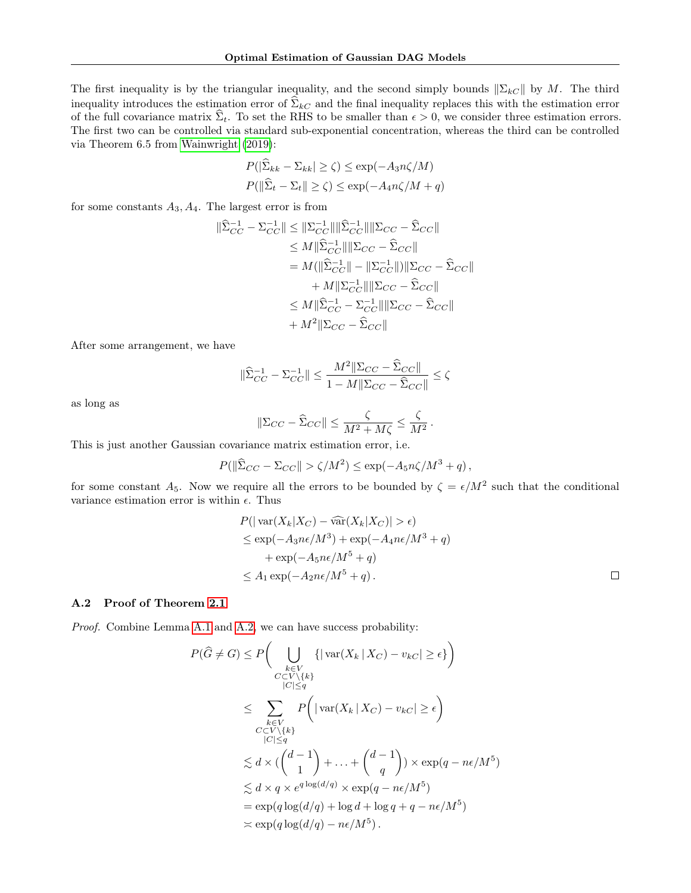The first inequality is by the triangular inequality, and the second simply bounds $\|\Sigma_{kC}\|$ by $M$. The third inequality introduces the estimation error of $\widehat{\Sigma}_{kC}$ and the final inequality replaces this with the estimation error of the full covariance matrix $\widehat{\Sigma}_t$. To set the RHS to be smaller than $\epsilon > 0$, we consider three estimation errors. The first two can be controlled via standard sub-exponential concentration, whereas the third can be controlled via Theorem 6.5 from Wainwright (2019):

$$
\begin{aligned}
P(|\widehat{\Sigma}_{kk} - \Sigma_{kk}| \geq \zeta) &\leq \exp(-A_3 n\zeta/M) \\
P(\|\widehat{\Sigma}_t - \Sigma_t\| \geq \zeta) &\leq \exp(-A_4 n\zeta/M + q)
\end{aligned}
$$

for some constants $A_3, A_4$. The largest error is from

$$
\begin{aligned}
\|\widehat{\Sigma}_{CC}^{-1} - \Sigma_{CC}^{-1}\| &\leq \|\Sigma_{CC}^{-1}\|\|\widehat{\Sigma}_{CC}^{-1}\|\|\Sigma_{CC} - \widehat{\Sigma}_{CC}\| \\
&\leq M\|\widehat{\Sigma}_{CC}^{-1}\|\|\Sigma_{CC} - \widehat{\Sigma}_{CC}\| \\
&= M(\|\widehat{\Sigma}_{CC}^{-1}\| - \|\Sigma_{CC}^{-1}\|)\|\Sigma_{CC} - \widehat{\Sigma}_{CC}\| \\
&\quad + M\|\Sigma_{CC}^{-1}\|\|\Sigma_{CC} - \widehat{\Sigma}_{CC}\| \\
&\leq M\|\widehat{\Sigma}_{CC}^{-1} - \Sigma_{CC}^{-1}\|\|\Sigma_{CC} - \widehat{\Sigma}_{CC}\| \\
&\quad + M^2\|\Sigma_{CC} - \widehat{\Sigma}_{CC}\|
\end{aligned}
$$

After some arrangement, we have

$$
\|\widehat{\Sigma}_{CC}^{-1} - \Sigma_{CC}^{-1}\| \leq \frac{M^2\|\Sigma_{CC} - \widehat{\Sigma}_{CC}\|}{1 - M\|\Sigma_{CC} - \widehat{\Sigma}_{CC}\|} \leq \zeta
$$

as long as

$$
\|\Sigma_{CC} - \widehat{\Sigma}_{CC}\| \leq \frac{\zeta}{M^2 + M\zeta} \leq \frac{\zeta}{M^2}\,.
$$

This is just another Gaussian covariance matrix estimation error, i.e.

$$
P(\|\widehat{\Sigma}_{CC} - \Sigma_{CC}\| > \zeta/M^2) \leq \exp(-A_5 n\zeta/M^3 + q)\,,
$$

for some constant $A_5$. Now we require all the errors to be bounded by $\zeta = \epsilon/M^2$ such that the conditional variance estimation error is within $\epsilon$. Thus

$$
\begin{aligned}
&P(|\operatorname{var}(X_k|X_C) - \widehat{\operatorname{var}}(X_k|X_C)| > \epsilon) \\
&\leq \exp(-A_3 n\epsilon/M^3) + \exp(-A_4 n\epsilon/M^3 + q) \\
&\quad + \exp(-A_5 n\epsilon/M^5 + q) \\
&\leq A_1 \exp(-A_2 n\epsilon/M^5 + q)\,.
\end{aligned}
$$

□

### A.2 Proof of Theorem 2.1

*Proof.* Combine Lemma A.1 and A.2, we can have success probability:

$$
\begin{aligned}
P(\widehat{G} \neq G) &\leq P\Bigg(\bigcup_{\substack{k \in V \\ C \subset V \setminus \{k\} \\ |C| \leq q}} \{|\operatorname{var}(X_k \,|\, X_C) - v_{kC}| \geq \epsilon\}\Bigg) \\
&\leq \sum_{\substack{k \in V \\ C \subset V \setminus \{k\} \\ |C| \leq q}} P\Bigg(|\operatorname{var}(X_k \,|\, X_C) - v_{kC}| \geq \epsilon\Bigg) \\
&\lesssim d \times (\binom{d-1}{1} + \ldots + \binom{d-1}{q}) \times \exp(q - n\epsilon/M^5) \\
&\lesssim d \times q \times e^{q\log(d/q)} \times \exp(q - n\epsilon/M^5) \\
&= \exp(q\log(d/q) + \log d + \log q + q - n\epsilon/M^5) \\
&\asymp \exp(q\log(d/q) - n\epsilon/M^5)\,.
\end{aligned}
$$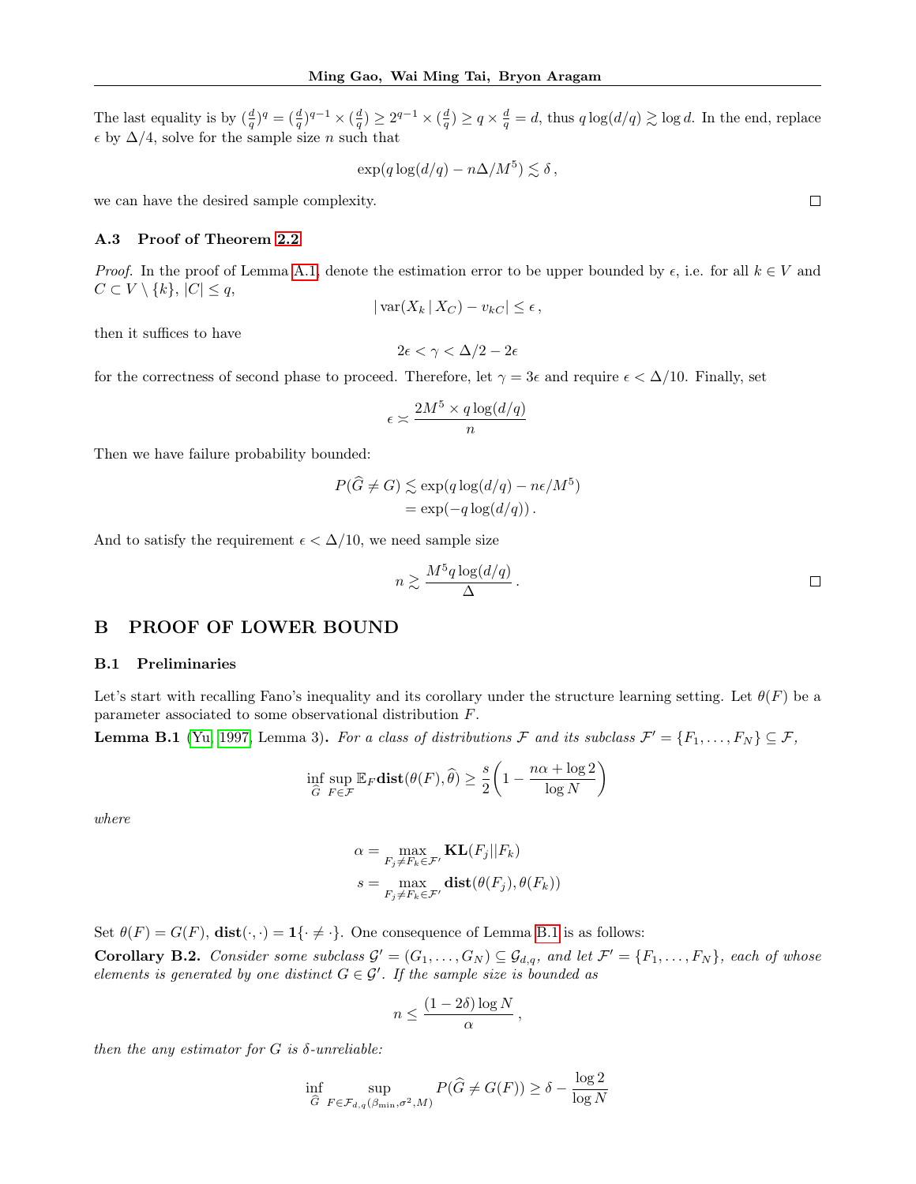The last equality is by $(\frac{d}{q})^q = (\frac{d}{q})^{q-1} \times (\frac{d}{q}) \geq 2^{q-1} \times (\frac{d}{q}) \geq q \times \frac{d}{q} = d$, thus $q \log(d/q) \gtrsim \log d$. In the end, replace $\epsilon$ by $\Delta/4$, solve for the sample size $n$ such that

$$\exp(q \log(d/q) - n\Delta/M^5) \lesssim \delta\,,$$

we can have the desired sample complexity. □

### A.3 Proof of Theorem 2.2

*Proof.* In the proof of Lemma A.1, denote the estimation error to be upper bounded by $\epsilon$, i.e. for all $k \in V$ and $C \subset V \setminus \{k\}$, $|C| \leq q$,

$$|\operatorname{var}(X_k \,|\, X_C) - v_{kC}| \leq \epsilon\,,$$

then it suffices to have

$$2\epsilon < \gamma < \Delta/2 - 2\epsilon$$

for the correctness of second phase to proceed. Therefore, let $\gamma = 3\epsilon$ and require $\epsilon < \Delta/10$. Finally, set

$$\epsilon \asymp \frac{2M^5 \times q\log(d/q)}{n}$$

Then we have failure probability bounded:

$$\begin{aligned}
P(\widehat{G} \neq G) &\lesssim \exp(q\log(d/q) - n\epsilon/M^5) \\
&= \exp(-q\log(d/q))\,.
\end{aligned}$$

And to satisfy the requirement $\epsilon < \Delta/10$, we need sample size

$$n \gtrsim \frac{M^5 q \log(d/q)}{\Delta}\,.$$

□

## B PROOF OF LOWER BOUND

### B.1 Preliminaries

Let's start with recalling Fano's inequality and its corollary under the structure learning setting. Let $\theta(F)$ be a parameter associated to some observational distribution $F$.

**Lemma B.1** (Yu, 1997, Lemma 3). *For a class of distributions $\mathcal{F}$ and its subclass $\mathcal{F}' = \{F_1, \ldots, F_N\} \subseteq \mathcal{F}$,*

$$\inf_{\widehat{G}} \sup_{F \in \mathcal{F}} \mathbb{E}_F \mathbf{dist}(\theta(F), \widehat{\theta}) \geq \frac{s}{2}\left(1 - \frac{n\alpha + \log 2}{\log N}\right)$$

*where*

$$\begin{aligned}
\alpha &= \max_{F_j \neq F_k \in \mathcal{F}'} \mathbf{KL}(F_j || F_k) \\
s &= \max_{F_j \neq F_k \in \mathcal{F}'} \mathbf{dist}(\theta(F_j), \theta(F_k))
\end{aligned}$$

Set $\theta(F) = G(F)$, $\mathbf{dist}(\cdot,\cdot) = \mathbf{1}\{\cdot \neq \cdot\}$. One consequence of Lemma B.1 is as follows:

**Corollary B.2.** *Consider some subclass $\mathcal{G}' = (G_1, \ldots, G_N) \subseteq \mathcal{G}_{d,q}$, and let $\mathcal{F}' = \{F_1, \ldots, F_N\}$, each of whose elements is generated by one distinct $G \in \mathcal{G}'$. If the sample size is bounded as*

$$n \leq \frac{(1 - 2\delta)\log N}{\alpha}\,,$$

*then the any estimator for $G$ is $\delta$-unreliable:*

$$\inf_{\widehat{G}} \sup_{F \in \mathcal{F}_{d,q}(\beta_{\min}, \sigma^2, M)} P(\widehat{G} \neq G(F)) \geq \delta - \frac{\log 2}{\log N}$$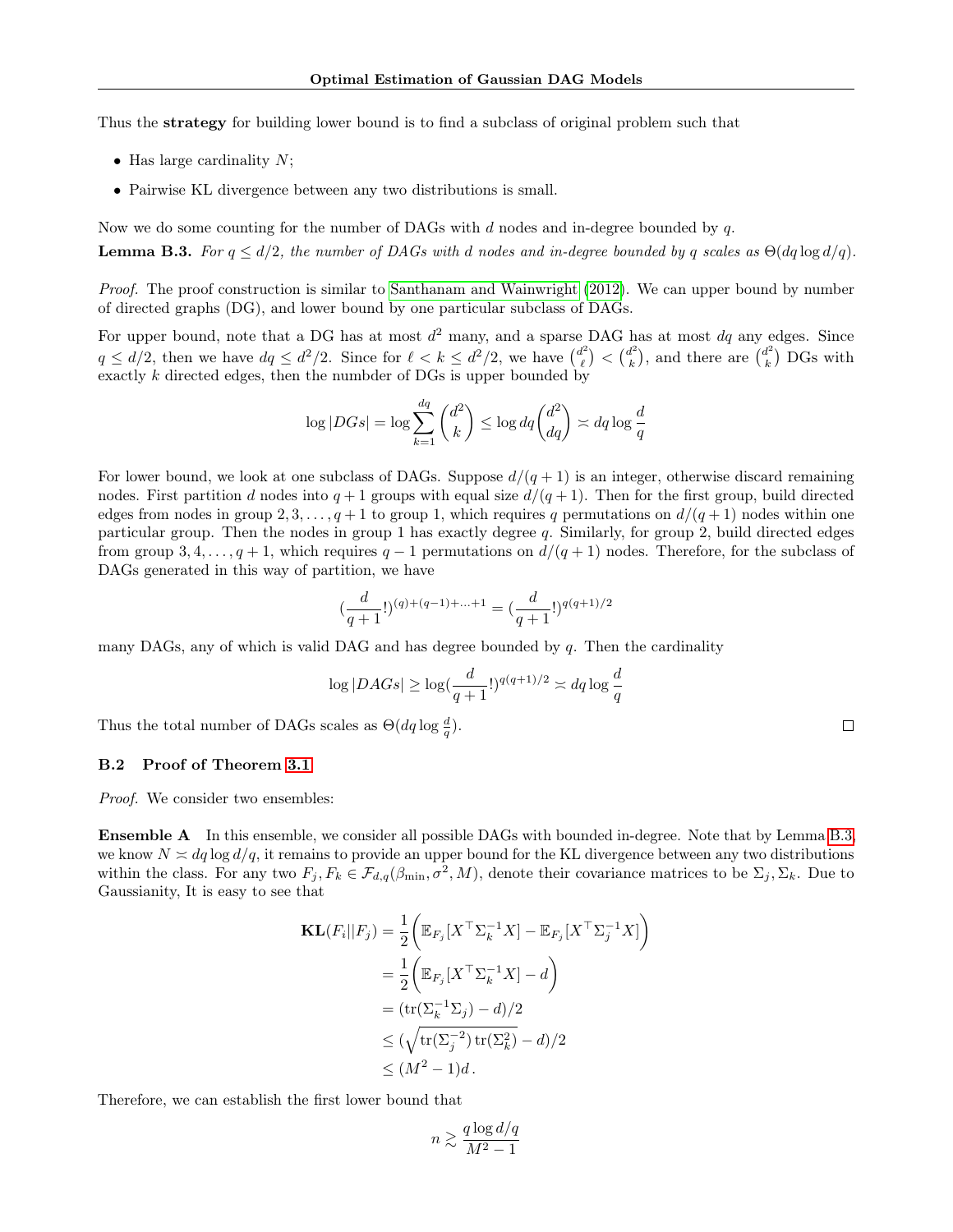Thus the **strategy** for building lower bound is to find a subclass of original problem such that

- Has large cardinality $N$;
- Pairwise KL divergence between any two distributions is small.

Now we do some counting for the number of DAGs with $d$ nodes and in-degree bounded by $q$.

**Lemma B.3.** *For $q \le d/2$, the number of DAGs with $d$ nodes and in-degree bounded by $q$ scales as $\Theta(dq \log d/q)$.*

*Proof.* The proof construction is similar to Santhanam and Wainwright (2012). We can upper bound by number of directed graphs (DG), and lower bound by one particular subclass of DAGs.

For upper bound, note that a DG has at most $d^2$ many, and a sparse DAG has at most $dq$ any edges. Since $q \le d/2$, then we have $dq \le d^2/2$. Since for $\ell < k \le d^2/2$, we have $\binom{d^2}{\ell} < \binom{d^2}{k}$, and there are $\binom{d^2}{k}$ DGs with exactly $k$ directed edges, then the numbder of DGs is upper bounded by

$$\log |DGs| = \log \sum_{k=1}^{dq} \binom{d^2}{k} \le \log dq \binom{d^2}{dq} \asymp dq \log \frac{d}{q}$$

For lower bound, we look at one subclass of DAGs. Suppose $d/(q+1)$ is an integer, otherwise discard remaining nodes. First partition $d$ nodes into $q+1$ groups with equal size $d/(q+1)$. Then for the first group, build directed edges from nodes in group $2, 3, \ldots, q+1$ to group 1, which requires $q$ permutations on $d/(q+1)$ nodes within one particular group. Then the nodes in group 1 has exactly degree $q$. Similarly, for group 2, build directed edges from group $3, 4, \ldots, q+1$, which requires $q-1$ permutations on $d/(q+1)$ nodes. Therefore, for the subclass of DAGs generated in this way of partition, we have

$$(\frac{d}{q+1}!)^{(q)+(q-1)+\ldots+1} = (\frac{d}{q+1}!)^{q(q+1)/2}$$

many DAGs, any of which is valid DAG and has degree bounded by $q$. Then the cardinality

$$\log |DAGs| \ge \log (\frac{d}{q+1}!)^{q(q+1)/2} \asymp dq \log \frac{d}{q}$$

Thus the total number of DAGs scales as $\Theta(dq \log \frac{d}{q})$. ∎

### B.2 Proof of Theorem 3.1

*Proof.* We consider two ensembles:

**Ensemble A** In this ensemble, we consider all possible DAGs with bounded in-degree. Note that by Lemma B.3, we know $N \asymp dq \log d/q$, it remains to provide an upper bound for the KL divergence between any two distributions within the class. For any two $F_j, F_k \in \mathcal{F}_{d,q}(\beta_{\min}, \sigma^2, M)$, denote their covariance matrices to be $\Sigma_j, \Sigma_k$. Due to Gaussianity, It is easy to see that

$$\begin{aligned}
\mathbf{KL}(F_i || F_j) &= \frac{1}{2}\bigg(\mathbb{E}_{F_j}[X^\top \Sigma_k^{-1} X] - \mathbb{E}_{F_j}[X^\top \Sigma_j^{-1} X]\bigg) \\
&= \frac{1}{2}\bigg(\mathbb{E}_{F_j}[X^\top \Sigma_k^{-1} X] - d\bigg) \\
&= (\operatorname{tr}(\Sigma_k^{-1}\Sigma_j) - d)/2 \\
&\le (\sqrt{\operatorname{tr}(\Sigma_j^{-2}) \operatorname{tr}(\Sigma_k^2)} - d)/2 \\
&\le (M^2 - 1)d\,.
\end{aligned}$$

Therefore, we can establish the first lower bound that

$$n \gtrsim \frac{q \log d/q}{M^2 - 1}$$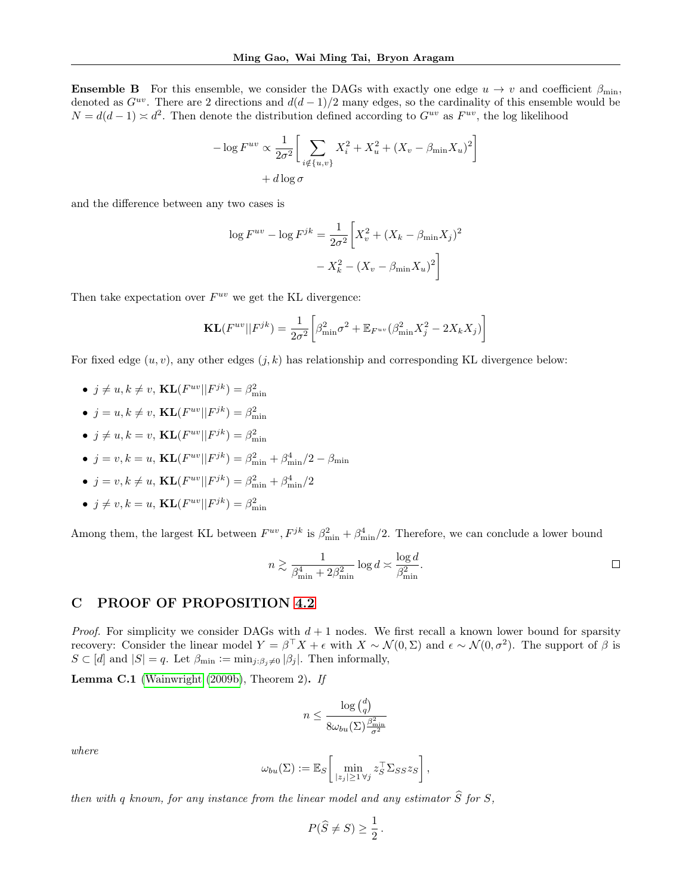**Ensemble B** For this ensemble, we consider the DAGs with exactly one edge $u \to v$ and coefficient $\beta_{\min}$, denoted as $G^{uv}$. There are 2 directions and $d(d-1)/2$ many edges, so the cardinality of this ensemble would be $N = d(d-1) \asymp d^2$. Then denote the distribution defined according to $G^{uv}$ as $F^{uv}$, the log likelihood

$$
\begin{aligned}
-\log F^{uv} \propto \frac{1}{2\sigma^2}\Big[\sum_{i \notin \{u,v\}} X_i^2 + X_u^2 + (X_v - \beta_{\min} X_u)^2\Big] \\
+ d \log \sigma
\end{aligned}
$$

and the difference between any two cases is

$$
\begin{aligned}
\log F^{uv} - \log F^{jk} = \frac{1}{2\sigma^2}\Big[X_v^2 + (X_k - \beta_{\min} X_j)^2 \\
- X_k^2 - (X_v - \beta_{\min} X_u)^2\Big]
\end{aligned}
$$

Then take expectation over $F^{uv}$ we get the KL divergence:

$$
\mathbf{KL}(F^{uv} || F^{jk}) = \frac{1}{2\sigma^2}\Big[\beta_{\min}^2 \sigma^2 + \mathbb{E}_{F^{uv}}(\beta_{\min}^2 X_j^2 - 2X_k X_j)\Big]
$$

For fixed edge $(u, v)$, any other edges $(j, k)$ has relationship and corresponding KL divergence below:

- $j \neq u, k \neq v$, $\mathbf{KL}(F^{uv} || F^{jk}) = \beta_{\min}^2$
- $j = u, k \neq v$, $\mathbf{KL}(F^{uv} || F^{jk}) = \beta_{\min}^2$
- $j \neq u, k = v$, $\mathbf{KL}(F^{uv} || F^{jk}) = \beta_{\min}^2$
- $j = v, k = u$, $\mathbf{KL}(F^{uv} || F^{jk}) = \beta_{\min}^2 + \beta_{\min}^4/2 - \beta_{\min}$
- $j = v, k \neq u$, $\mathbf{KL}(F^{uv} || F^{jk}) = \beta_{\min}^2 + \beta_{\min}^4/2$
- $j \neq v, k = u$, $\mathbf{KL}(F^{uv} || F^{jk}) = \beta_{\min}^2$

Among them, the largest KL between $F^{uv}, F^{jk}$ is $\beta_{\min}^2 + \beta_{\min}^4/2$. Therefore, we can conclude a lower bound

$$
n \gtrsim \frac{1}{\beta_{\min}^4 + 2\beta_{\min}^2} \log d \asymp \frac{\log d}{\beta_{\min}^2}.
$$

□

## C PROOF OF PROPOSITION 4.2

*Proof.* For simplicity we consider DAGs with $d+1$ nodes. We first recall a known lower bound for sparsity recovery: Consider the linear model $Y = \beta^\top X + \epsilon$ with $X \sim \mathcal{N}(0, \Sigma)$ and $\epsilon \sim \mathcal{N}(0, \sigma^2)$. The support of $\beta$ is $S \subset [d]$ and $|S| = q$. Let $\beta_{\min} := \min_{j: \beta_j \neq 0} |\beta_j|$. Then informally,

**Lemma C.1** (Wainwright (2009b), Theorem 2)**.** *If*

$$
n \leq \frac{\log \binom{d}{q}}{8\omega_{bu}(\Sigma)\frac{\beta_{\min}^2}{\sigma^2}}
$$

*where*

$$
\omega_{bu}(\Sigma) := \mathbb{E}_S\Big[\min_{|z_j| \geq 1 \, \forall j} z_S^\top \Sigma_{SS} z_S\Big],
$$

*then with $q$ known, for any instance from the linear model and any estimator $\widehat{S}$ for $S$,*

$$
P(\widehat{S} \neq S) \geq \frac{1}{2}.
$$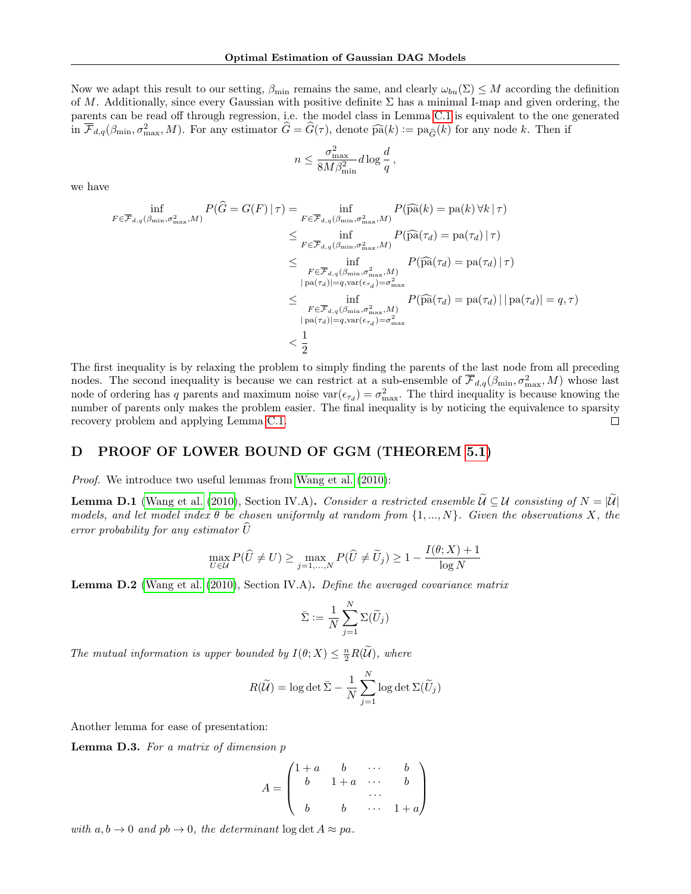Now we adapt this result to our setting, $\beta_{\min}$ remains the same, and clearly $\omega_{bu}(\Sigma) \leq M$ according the definition of $M$. Additionally, since every Gaussian with positive definite $\Sigma$ has a minimal I-map and given ordering, the parents can be read off through regression, i.e. the model class in Lemma C.1 is equivalent to the one generated in $\overline{\mathcal{F}}_{d,q}(\beta_{\min}, \sigma^2_{\max}, M)$. For any estimator $\widehat{G} = \widehat{G}(\tau)$, denote $\widehat{\mathrm{pa}}(k) := \mathrm{pa}_{\widehat{G}}(k)$ for any node $k$. Then if

$$n \leq \frac{\sigma^2_{\max}}{8M\beta^2_{\min}} d \log \frac{d}{q} \,,$$

we have

$$\begin{aligned}
\inf_{F \in \overline{\mathcal{F}}_{d,q}(\beta_{\min}, \sigma^2_{\max}, M)} P(\widehat{G} = G(F) \,|\, \tau) &= \inf_{F \in \overline{\mathcal{F}}_{d,q}(\beta_{\min}, \sigma^2_{\max}, M)} P(\widehat{\mathrm{pa}}(k) = \mathrm{pa}(k) \,\forall k \,|\, \tau) \\
&\leq \inf_{F \in \overline{\mathcal{F}}_{d,q}(\beta_{\min}, \sigma^2_{\max}, M)} P(\widehat{\mathrm{pa}}(\tau_d) = \mathrm{pa}(\tau_d) \,|\, \tau) \\
&\leq \inf_{\substack{F \in \overline{\mathcal{F}}_{d,q}(\beta_{\min}, \sigma^2_{\max}, M) \\ |\mathrm{pa}(\tau_d)| = q, \mathrm{var}(\epsilon_{\tau_d}) = \sigma^2_{\max}}} P(\widehat{\mathrm{pa}}(\tau_d) = \mathrm{pa}(\tau_d) \,|\, \tau) \\
&\leq \inf_{\substack{F \in \overline{\mathcal{F}}_{d,q}(\beta_{\min}, \sigma^2_{\max}, M) \\ |\mathrm{pa}(\tau_d)| = q, \mathrm{var}(\epsilon_{\tau_d}) = \sigma^2_{\max}}} P(\widehat{\mathrm{pa}}(\tau_d) = \mathrm{pa}(\tau_d) \,|\, |\mathrm{pa}(\tau_d)| = q, \tau) \\
&< \frac{1}{2}
\end{aligned}$$

The first inequality is by relaxing the problem to simply finding the parents of the last node from all preceding nodes. The second inequality is because we can restrict at a sub-ensemble of $\overline{\mathcal{F}}_{d,q}(\beta_{\min}, \sigma^2_{\max}, M)$ whose last node of ordering has $q$ parents and maximum noise $\mathrm{var}(\epsilon_{\tau_d}) = \sigma^2_{\max}$. The third inequality is because knowing the number of parents only makes the problem easier. The final inequality is by noticing the equivalence to sparsity recovery problem and applying Lemma C.1. □

# D PROOF OF LOWER BOUND OF GGM (THEOREM 5.1)

*Proof.* We introduce two useful lemmas from Wang et al. (2010):

**Lemma D.1** (Wang et al. (2010), Section IV.A)**.** *Consider a restricted ensemble $\widetilde{\mathcal{U}} \subseteq \mathcal{U}$ consisting of $N = |\widetilde{\mathcal{U}}|$ models, and let model index $\theta$ be chosen uniformly at random from $\{1, ..., N\}$. Given the observations $X$, the error probability for any estimator $\widehat{U}$*

$$\max_{U \in \mathcal{U}} P(\widehat{U} \neq U) \geq \max_{j=1,\dots,N} P(\widehat{U} \neq \widetilde{U}_j) \geq 1 - \frac{I(\theta; X) + 1}{\log N}$$

**Lemma D.2** (Wang et al. (2010), Section IV.A)**.** *Define the averaged covariance matrix*

$$\bar{\Sigma} := \frac{1}{N} \sum_{j=1}^{N} \Sigma(\widetilde{U}_j)$$

*The mutual information is upper bounded by $I(\theta; X) \leq \frac{n}{2} R(\widetilde{\mathcal{U}})$, where*

$$R(\widetilde{\mathcal{U}}) = \log\det \bar{\Sigma} - \frac{1}{N} \sum_{j=1}^{N} \log\det \Sigma(\widetilde{U}_j)$$

Another lemma for ease of presentation:

**Lemma D.3.** *For a matrix of dimension $p$*

$$A = \begin{pmatrix} 1+a & b & \cdots & b \\ b & 1+a & \cdots & b \\ & & \cdots & \\ b & b & \cdots & 1+a \end{pmatrix}$$

*with $a, b \to 0$ and $pb \to 0$, the determinant $\log\det A \approx pa$.*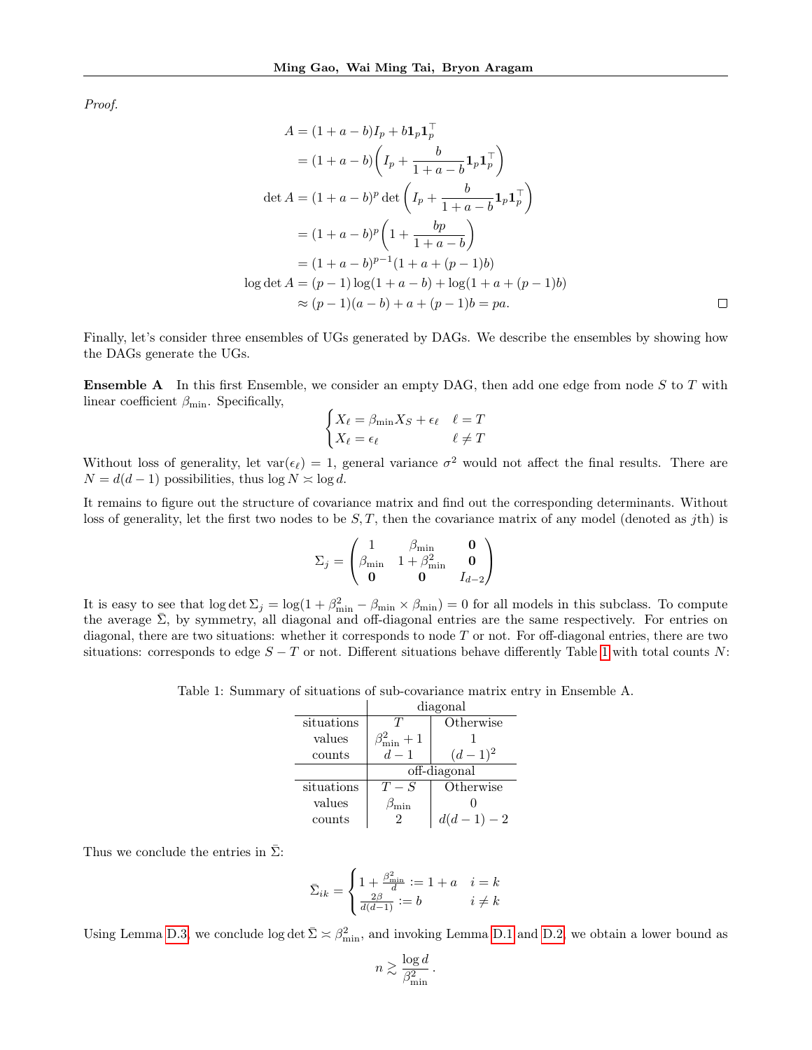*Proof.*

$$
\begin{aligned}
A &= (1+a-b)I_p + b\mathbf{1}_p\mathbf{1}_p^\top \\
&= (1+a-b)\left(I_p + \frac{b}{1+a-b}\mathbf{1}_p\mathbf{1}_p^\top\right) \\
\det A &= (1+a-b)^p \det\left(I_p + \frac{b}{1+a-b}\mathbf{1}_p\mathbf{1}_p^\top\right) \\
&= (1+a-b)^p\left(1+\frac{bp}{1+a-b}\right) \\
&= (1+a-b)^{p-1}(1+a+(p-1)b) \\
\log\det A &= (p-1)\log(1+a-b) + \log(1+a+(p-1)b) \\
&\approx (p-1)(a-b) + a + (p-1)b = pa.
\end{aligned}
$$

□

Finally, let's consider three ensembles of UGs generated by DAGs. We describe the ensembles by showing how the DAGs generate the UGs.

**Ensemble A** In this first Ensemble, we consider an empty DAG, then add one edge from node $S$ to $T$ with linear coefficient $\beta_{\min}$. Specifically,

$$
\begin{cases}
X_\ell = \beta_{\min} X_S + \epsilon_\ell & \ell = T \\
X_\ell = \epsilon_\ell & \ell \neq T
\end{cases}
$$

Without loss of generality, let $\mathrm{var}(\epsilon_\ell) = 1$, general variance $\sigma^2$ would not affect the final results. There are $N = d(d-1)$ possibilities, thus $\log N \asymp \log d$.

It remains to figure out the structure of covariance matrix and find out the corresponding determinants. Without loss of generality, let the first two nodes to be $S, T$, then the covariance matrix of any model (denoted as $j$th) is

$$
\Sigma_j = \begin{pmatrix}
1 & \beta_{\min} & \mathbf{0} \\
\beta_{\min} & 1+\beta_{\min}^2 & \mathbf{0} \\
\mathbf{0} & \mathbf{0} & I_{d-2}
\end{pmatrix}
$$

It is easy to see that $\log\det\Sigma_j = \log(1+\beta_{\min}^2 - \beta_{\min}\times\beta_{\min}) = 0$ for all models in this subclass. To compute the average $\bar{\Sigma}$, by symmetry, all diagonal and off-diagonal entries are the same respectively. For entries on diagonal, there are two situations: whether it corresponds to node $T$ or not. For off-diagonal entries, there are two situations: corresponds to edge $S-T$ or not. Different situations behave differently Table 1 with total counts $N$:

Table 1: Summary of situations of sub-covariance matrix entry in Ensemble A.

| | diagonal | |
|---|---|---|
| situations | $T$ | Otherwise |
| values | $\beta_{\min}^2 + 1$ | 1 |
| counts | $d-1$ | $(d-1)^2$ |
| | off-diagonal | |
| situations | $T-S$ | Otherwise |
| values | $\beta_{\min}$ | 0 |
| counts | 2 | $d(d-1)-2$ |

Thus we conclude the entries in $\bar{\Sigma}$:

$$
\bar{\Sigma}_{ik} = \begin{cases}
1 + \frac{\beta_{\min}^2}{d} := 1+a & i = k \\
\frac{2\beta}{d(d-1)} := b & i \neq k
\end{cases}
$$

Using Lemma D.3, we conclude $\log\det\bar{\Sigma} \asymp \beta_{\min}^2$, and invoking Lemma D.1 and D.2, we obtain a lower bound as

$$
n \gtrsim \frac{\log d}{\beta_{\min}^2}.
$$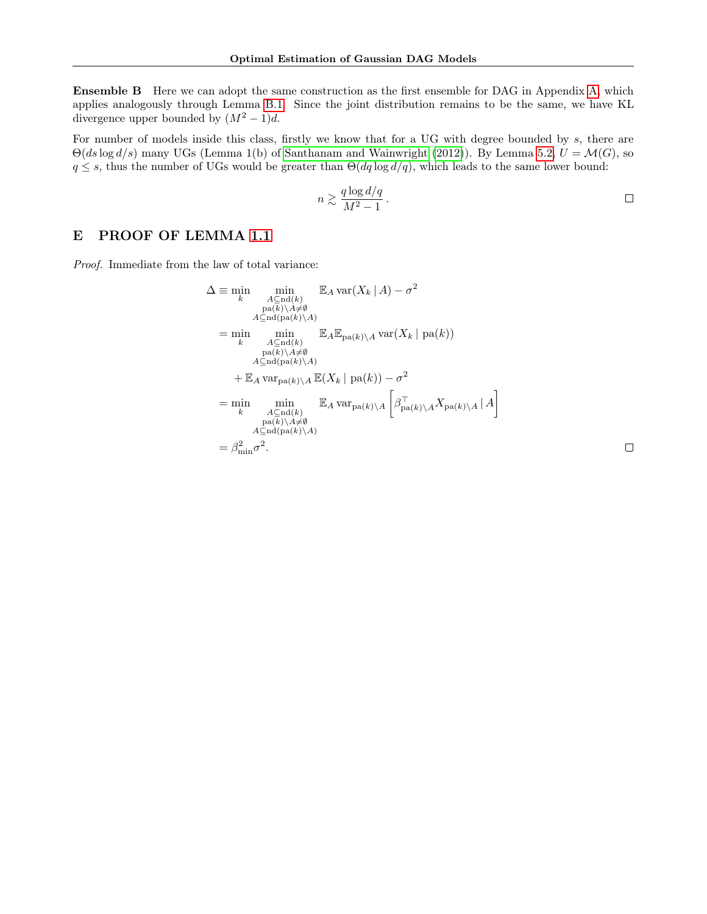**Ensemble B** Here we can adopt the same construction as the first ensemble for DAG in Appendix A, which applies analogously through Lemma B.1. Since the joint distribution remains to be the same, we have KL divergence upper bounded by $(M^2-1)d$.

For number of models inside this class, firstly we know that for a UG with degree bounded by $s$, there are $\Theta(ds\log d/s)$ many UGs (Lemma 1(b) of Santhanam and Wainwright (2012)). By Lemma 5.2, $U=\mathcal{M}(G)$, so $q\le s$, thus the number of UGs would be greater than $\Theta(dq\log d/q)$, which leads to the same lower bound:

$$n \gtrsim \frac{q\log d/q}{M^2-1}\,. \qquad \square$$

# E PROOF OF LEMMA 1.1

*Proof.* Immediate from the law of total variance:

$$
\begin{aligned}
\Delta &\equiv \min_k \min_{\substack{A\subseteq \mathrm{nd}(k)\\ \mathrm{pa}(k)\setminus A\neq\emptyset \\ A\subseteq \mathrm{nd}(\mathrm{pa}(k)\setminus A)}} \mathbb{E}_A \operatorname{var}(X_k \,|\, A) - \sigma^2 \\
&= \min_k \min_{\substack{A\subseteq \mathrm{nd}(k)\\ \mathrm{pa}(k)\setminus A\neq\emptyset \\ A\subseteq \mathrm{nd}(\mathrm{pa}(k)\setminus A)}} \mathbb{E}_A \mathbb{E}_{\mathrm{pa}(k)\setminus A} \operatorname{var}(X_k \mid \mathrm{pa}(k)) \\
&\quad + \mathbb{E}_A \operatorname{var}_{\mathrm{pa}(k)\setminus A} \mathbb{E}(X_k \mid \mathrm{pa}(k)) - \sigma^2 \\
&= \min_k \min_{\substack{A\subseteq \mathrm{nd}(k)\\ \mathrm{pa}(k)\setminus A\neq\emptyset \\ A\subseteq \mathrm{nd}(\mathrm{pa}(k)\setminus A)}} \mathbb{E}_A \operatorname{var}_{\mathrm{pa}(k)\setminus A} \left[\beta_{\mathrm{pa}(k)\setminus A}^\top X_{\mathrm{pa}(k)\setminus A} \,\middle|\, A\right] \\
&= \beta_{\min}^2 \sigma^2. 
\end{aligned}
\qquad \square
$$